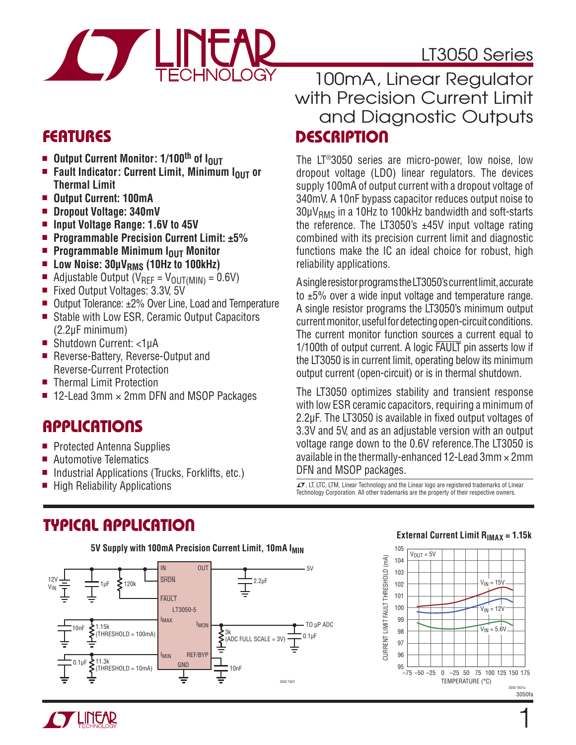# LT3050 Series

## 100mA, Linear Regulator with Precision Current Limit and Diagnostic Outputs

## FEATURES

- **Output Current Monitor: 1/100th of $I_{OUT}$**
- **Fault Indicator: Current Limit, Minimum $I_{OUT}$ or Thermal Limit**
- **Output Current: 100mA**
- **Dropout Voltage: 340mV**
- **Input Voltage Range: 1.6V to 45V**
- **Programmable Precision Current Limit: ±5%**
- **Programmable Minimum $I_{OUT}$ Monitor**
- **Low Noise: 30µV$_{RMS}$ (10Hz to 100kHz)**
- Adjustable Output ($V_{REF} = V_{OUT(MIN)} = 0.6V$)
- Fixed Output Voltages: 3.3V, 5V
- Output Tolerance: ±2% Over Line, Load and Temperature
- Stable with Low ESR, Ceramic Output Capacitors (2.2µF minimum)
- Shutdown Current: <1µA
- Reverse-Battery, Reverse-Output and Reverse-Current Protection
- Thermal Limit Protection
- 12-Lead 3mm × 2mm DFN and MSOP Packages

## APPLICATIONS

- Protected Antenna Supplies
- Automotive Telematics
- Industrial Applications (Trucks, Forklifts, etc.)
- High Reliability Applications

## DESCRIPTION

The LT®3050 series are micro-power, low noise, low dropout voltage (LDO) linear regulators. The devices supply 100mA of output current with a dropout voltage of 340mV. A 10nF bypass capacitor reduces output noise to 30µV$_{RMS}$ in a 10Hz to 100kHz bandwidth and soft-starts the reference. The LT3050's ±45V input voltage rating combined with its precision current limit and diagnostic functions make the IC an ideal choice for robust, high reliability applications.

A single resistor programs the LT3050's current limit, accurate to ±5% over a wide input voltage and temperature range. A single resistor programs the LT3050's minimum output current monitor, useful for detecting open-circuit conditions. The current monitor function sources a current equal to 1/100th of output current. A logic $\overline{FAULT}$ pin asserts low if the LT3050 is in current limit, operating below its minimum output current (open-circuit) or is in thermal shutdown.

The LT3050 optimizes stability and transient response with low ESR ceramic capacitors, requiring a minimum of 2.2µF. The LT3050 is available in fixed output voltages of 3.3V and 5V, and as an adjustable version with an output voltage range down to the 0.6V reference. The LT3050 is available in the thermally-enhanced 12-Lead 3mm × 2mm DFN and MSOP packages.

LT, LTC, LTM, Linear Technology and the Linear logo are registered trademarks of Linear Technology Corporation. All other trademarks are the property of their respective owners.

## TYPICAL APPLICATION

**5V Supply with 100mA Precision Current Limit, 10mA $I_{MIN}$**

**External Current Limit $R_{IMAX}$ = 1.15k**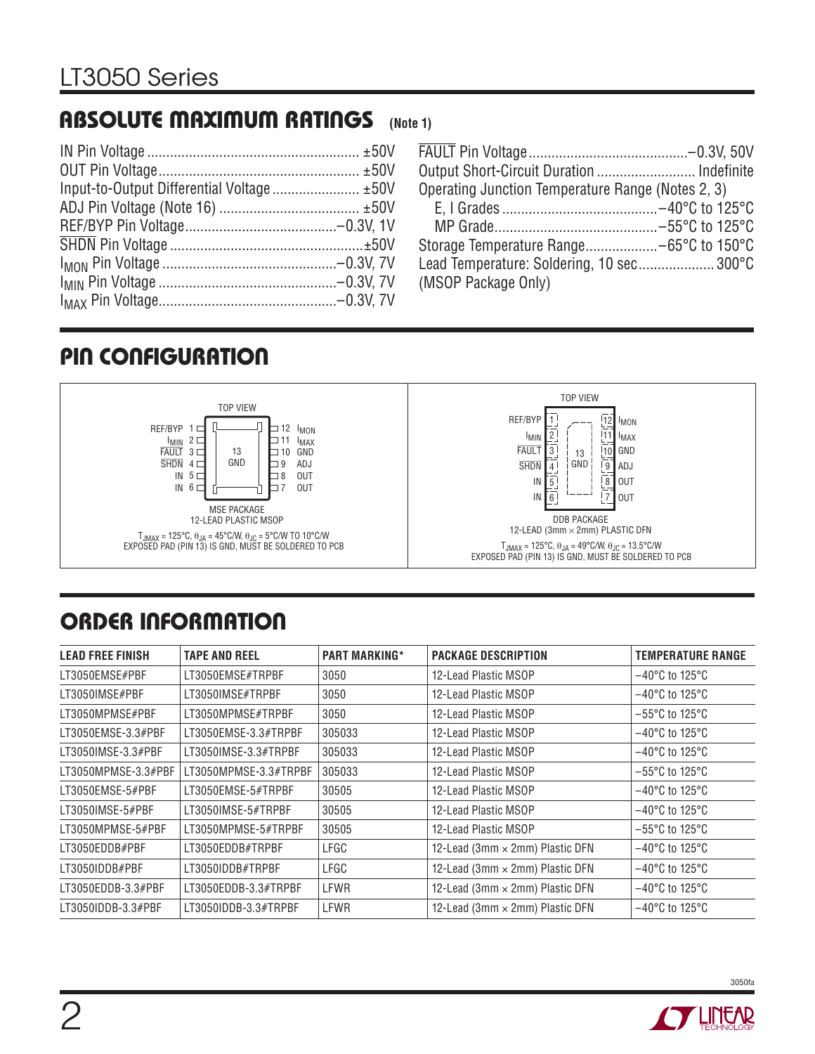## ABSOLUTE MAXIMUM RATINGS (Note 1)

IN Pin Voltage ........................................................ ±50V
OUT Pin Voltage ..................................................... ±50V
Input-to-Output Differential Voltage ....................... ±50V
ADJ Pin Voltage (Note 16) ..................................... ±50V
REF/BYP Pin Voltage ........................................ −0.3V, 1V
SHDN Pin Voltage .................................................. ±50V
$I_{MON}$ Pin Voltage ............................................. −0.3V, 7V
$I_{MIN}$ Pin Voltage .............................................. −0.3V, 7V
$I_{MAX}$ Pin Voltage .............................................. −0.3V, 7V
FAULT Pin Voltage ........................................... −0.3V, 50V
Output Short-Circuit Duration .......................... Indefinite
Operating Junction Temperature Range (Notes 2, 3)
  E, I Grades ......................................... −40°C to 125°C
  MP Grade ............................................ −55°C to 125°C
Storage Temperature Range ................... −65°C to 150°C
Lead Temperature: Soldering, 10 sec .................... 300°C
(MSOP Package Only)

## PIN CONFIGURATION

**MSE PACKAGE, 12-LEAD PLASTIC MSOP (TOP VIEW)**

| Pin | Name | Pin | Name |
|---|---|---|---|
| 1 | REF/BYP | 12 | $I_{MON}$ |
| 2 | $I_{MIN}$ | 11 | $I_{MAX}$ |
| 3 | FAULT | 10 | GND |
| 4 | SHDN | 9 | ADJ |
| 5 | IN | 8 | OUT |
| 6 | IN | 7 | OUT |
| 13 (Exposed Pad) | GND | | |

$T_{JMAX}$ = 125°C, $\theta_{JA}$ = 45°C/W, $\theta_{JC}$ = 5°C/W TO 10°C/W
EXPOSED PAD (PIN 13) IS GND, MUST BE SOLDERED TO PCB

**DDB PACKAGE, 12-LEAD (3mm × 2mm) PLASTIC DFN (TOP VIEW)**

| Pin | Name | Pin | Name |
|---|---|---|---|
| 1 | REF/BYP | 12 | $I_{MON}$ |
| 2 | $I_{MIN}$ | 11 | $I_{MAX}$ |
| 3 | FAULT | 10 | GND |
| 4 | SHDN | 9 | ADJ |
| 5 | IN | 8 | OUT |
| 6 | IN | 7 | OUT |
| 13 (Exposed Pad) | GND | | |

$T_{JMAX}$ = 125°C, $\theta_{JA}$ = 49°C/W, $\theta_{JC}$ = 13.5°C/W
EXPOSED PAD (PIN 13) IS GND, MUST BE SOLDERED TO PCB

## ORDER INFORMATION

| LEAD FREE FINISH | TAPE AND REEL | PART MARKING* | PACKAGE DESCRIPTION | TEMPERATURE RANGE |
|---|---|---|---|---|
| LT3050EMSE#PBF | LT3050EMSE#TRPBF | 3050 | 12-Lead Plastic MSOP | −40°C to 125°C |
| LT3050IMSE#PBF | LT3050IMSE#TRPBF | 3050 | 12-Lead Plastic MSOP | −40°C to 125°C |
| LT3050MPMSE#PBF | LT3050MPMSE#TRPBF | 3050 | 12-Lead Plastic MSOP | −55°C to 125°C |
| LT3050EMSE-3.3#PBF | LT3050EMSE-3.3#TRPBF | 305033 | 12-Lead Plastic MSOP | −40°C to 125°C |
| LT3050IMSE-3.3#PBF | LT3050IMSE-3.3#TRPBF | 305033 | 12-Lead Plastic MSOP | −40°C to 125°C |
| LT3050MPMSE-3.3#PBF | LT3050MPMSE-3.3#TRPBF | 305033 | 12-Lead Plastic MSOP | −55°C to 125°C |
| LT3050EMSE-5#PBF | LT3050EMSE-5#TRPBF | 30505 | 12-Lead Plastic MSOP | −40°C to 125°C |
| LT3050IMSE-5#PBF | LT3050IMSE-5#TRPBF | 30505 | 12-Lead Plastic MSOP | −40°C to 125°C |
| LT3050MPMSE-5#PBF | LT3050MPMSE-5#TRPBF | 30505 | 12-Lead Plastic MSOP | −55°C to 125°C |
| LT3050EDDB#PBF | LT3050EDDB#TRPBF | LFGC | 12-Lead (3mm × 2mm) Plastic DFN | −40°C to 125°C |
| LT3050IDDB#PBF | LT3050IDDB#TRPBF | LFGC | 12-Lead (3mm × 2mm) Plastic DFN | −40°C to 125°C |
| LT3050EDDB-3.3#PBF | LT3050EDDB-3.3#TRPBF | LFWR | 12-Lead (3mm × 2mm) Plastic DFN | −40°C to 125°C |
| LT3050IDDB-3.3#PBF | LT3050IDDB-3.3#TRPBF | LFWR | 12-Lead (3mm × 2mm) Plastic DFN | −40°C to 125°C |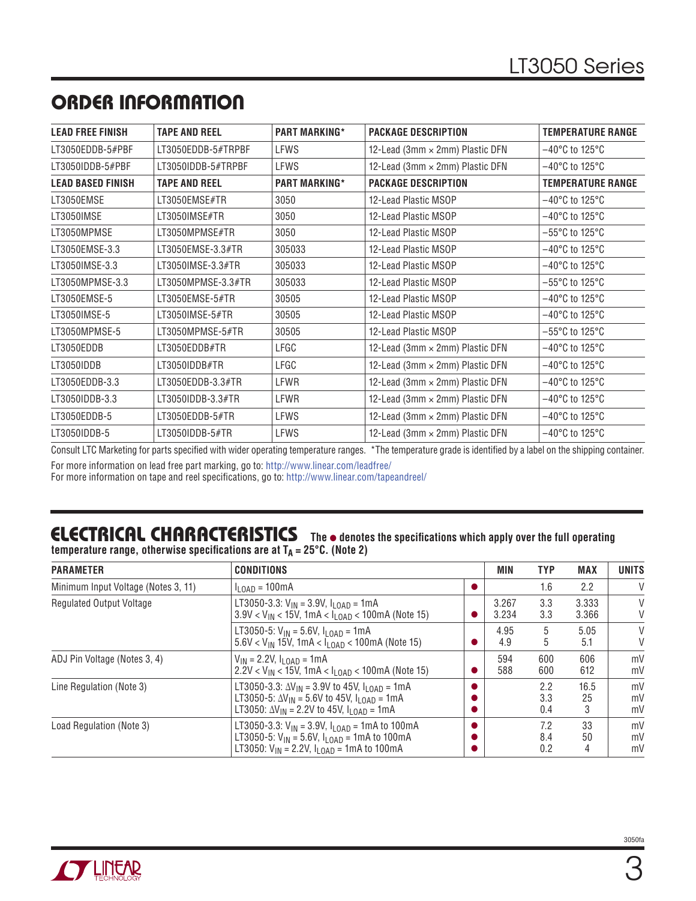## ORDER INFORMATION

| LEAD FREE FINISH | TAPE AND REEL | PART MARKING* | PACKAGE DESCRIPTION | TEMPERATURE RANGE |
|---|---|---|---|---|
| LT3050EDDB-5#PBF | LT3050EDDB-5#TRPBF | LFWS | 12-Lead (3mm × 2mm) Plastic DFN | –40°C to 125°C |
| LT3050IDDB-5#PBF | LT3050IDDB-5#TRPBF | LFWS | 12-Lead (3mm × 2mm) Plastic DFN | –40°C to 125°C |
| **LEAD BASED FINISH** | **TAPE AND REEL** | **PART MARKING*** | **PACKAGE DESCRIPTION** | **TEMPERATURE RANGE** |
| LT3050EMSE | LT3050EMSE#TR | 3050 | 12-Lead Plastic MSOP | –40°C to 125°C |
| LT3050IMSE | LT3050IMSE#TR | 3050 | 12-Lead Plastic MSOP | –40°C to 125°C |
| LT3050MPMSE | LT3050MPMSE#TR | 3050 | 12-Lead Plastic MSOP | –55°C to 125°C |
| LT3050EMSE-3.3 | LT3050EMSE-3.3#TR | 305033 | 12-Lead Plastic MSOP | –40°C to 125°C |
| LT3050IMSE-3.3 | LT3050IMSE-3.3#TR | 305033 | 12-Lead Plastic MSOP | –40°C to 125°C |
| LT3050MPMSE-3.3 | LT3050MPMSE-3.3#TR | 305033 | 12-Lead Plastic MSOP | –55°C to 125°C |
| LT3050EMSE-5 | LT3050EMSE-5#TR | 30505 | 12-Lead Plastic MSOP | –40°C to 125°C |
| LT3050IMSE-5 | LT3050IMSE-5#TR | 30505 | 12-Lead Plastic MSOP | –40°C to 125°C |
| LT3050MPMSE-5 | LT3050MPMSE-5#TR | 30505 | 12-Lead Plastic MSOP | –55°C to 125°C |
| LT3050EDDB | LT3050EDDB#TR | LFGC | 12-Lead (3mm × 2mm) Plastic DFN | –40°C to 125°C |
| LT3050IDDB | LT3050IDDB#TR | LFGC | 12-Lead (3mm × 2mm) Plastic DFN | –40°C to 125°C |
| LT3050EDDB-3.3 | LT3050EDDB-3.3#TR | LFWR | 12-Lead (3mm × 2mm) Plastic DFN | –40°C to 125°C |
| LT3050IDDB-3.3 | LT3050IDDB-3.3#TR | LFWR | 12-Lead (3mm × 2mm) Plastic DFN | –40°C to 125°C |
| LT3050EDDB-5 | LT3050EDDB-5#TR | LFWS | 12-Lead (3mm × 2mm) Plastic DFN | –40°C to 125°C |
| LT3050IDDB-5 | LT3050IDDB-5#TR | LFWS | 12-Lead (3mm × 2mm) Plastic DFN | –40°C to 125°C |

Consult LTC Marketing for parts specified with wider operating temperature ranges. *The temperature grade is identified by a label on the shipping container.

For more information on lead free part marking, go to: http://www.linear.com/leadfree/

For more information on tape and reel specifications, go to: http://www.linear.com/tapeandreel/

## ELECTRICAL CHARACTERISTICS

**The ● denotes the specifications which apply over the full operating temperature range, otherwise specifications are at $T_A = 25°C$. (Note 2)**

| PARAMETER | CONDITIONS | | MIN | TYP | MAX | UNITS |
|---|---|---|---|---|---|---|
| Minimum Input Voltage (Notes 3, 11) | $I_{LOAD}$ = 100mA | ● | | 1.6 | 2.2 | V |
| Regulated Output Voltage | LT3050-3.3: $V_{IN}$ = 3.9V, $I_{LOAD}$ = 1mA<br>3.9V < $V_{IN}$ < 15V, 1mA < $I_{LOAD}$ < 100mA (Note 15) | <br>● | 3.267<br>3.234 | 3.3<br>3.3 | 3.333<br>3.366 | V<br>V |
| | LT3050-5: $V_{IN}$ = 5.6V, $I_{LOAD}$ = 1mA<br>5.6V < $V_{IN}$ 15V, 1mA < $I_{LOAD}$ < 100mA (Note 15) | <br>● | 4.95<br>4.9 | 5<br>5 | 5.05<br>5.1 | V<br>V |
| ADJ Pin Voltage (Notes 3, 4) | $V_{IN}$ = 2.2V, $I_{LOAD}$ = 1mA<br>2.2V < $V_{IN}$ < 15V, 1mA < $I_{LOAD}$ < 100mA (Note 15) | <br>● | 594<br>588 | 600<br>600 | 606<br>612 | mV<br>mV |
| Line Regulation (Note 3) | LT3050-3.3: $\Delta V_{IN}$ = 3.9V to 45V, $I_{LOAD}$ = 1mA<br>LT3050-5: $\Delta V_{IN}$ = 5.6V to 45V, $I_{LOAD}$ = 1mA<br>LT3050: $\Delta V_{IN}$ = 2.2V to 45V, $I_{LOAD}$ = 1mA | ●<br>●<br>● | | 2.2<br>3.3<br>0.4 | 16.5<br>25<br>3 | mV<br>mV<br>mV |
| Load Regulation (Note 3) | LT3050-3.3: $V_{IN}$ = 3.9V, $I_{LOAD}$ = 1mA to 100mA<br>LT3050-5: $V_{IN}$ = 5.6V, $I_{LOAD}$ = 1mA to 100mA<br>LT3050: $V_{IN}$ = 2.2V, $I_{LOAD}$ = 1mA to 100mA | ●<br>●<br>● | | 7.2<br>8.4<br>0.2 | 33<br>50<br>4 | mV<br>mV<br>mV |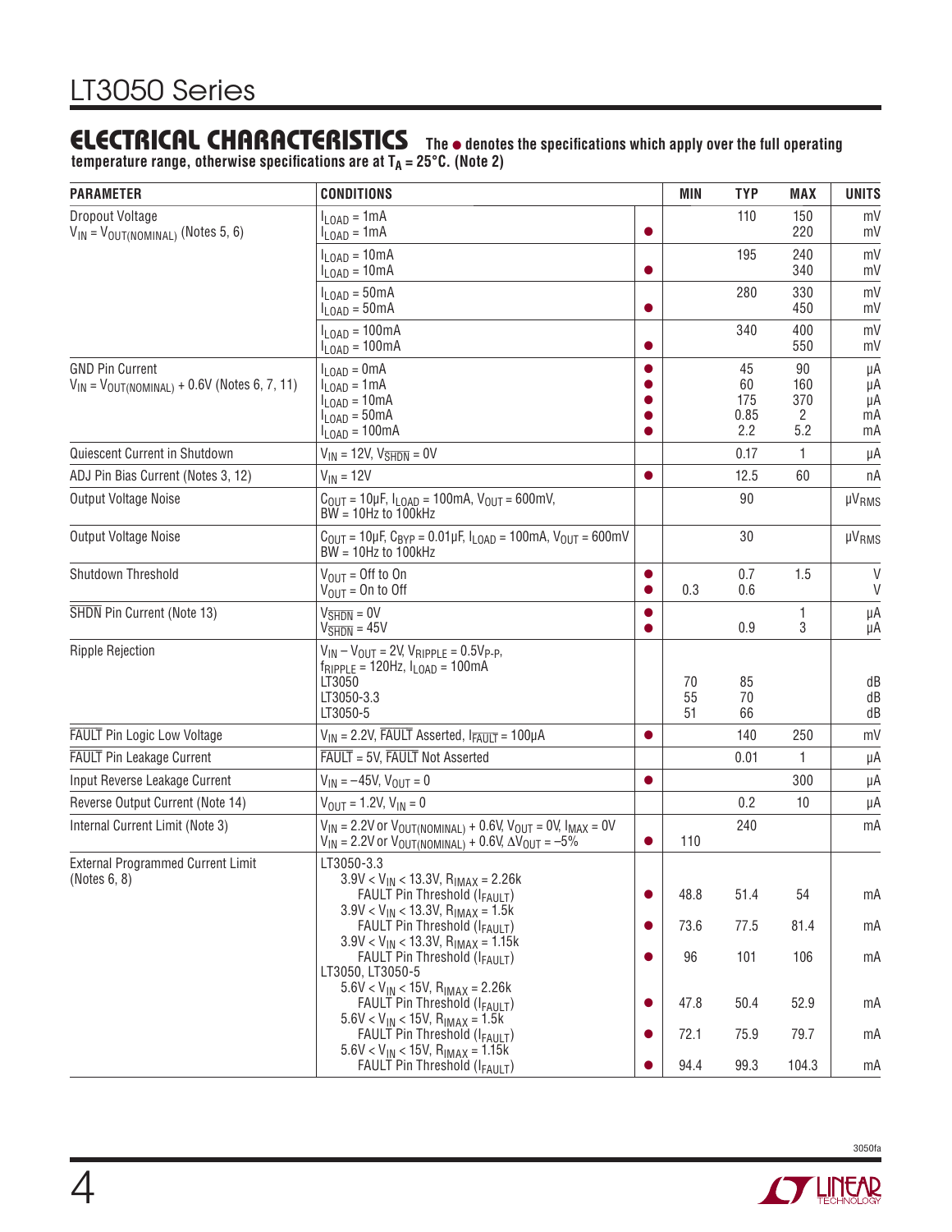## ELECTRICAL CHARACTERISTICS

**The ● denotes the specifications which apply over the full operating temperature range, otherwise specifications are at $T_A = 25°C$. (Note 2)**

| PARAMETER | CONDITIONS | | MIN | TYP | MAX | UNITS |
|---|---|---|---|---|---|---|
| Dropout Voltage<br>$V_{IN} = V_{OUT(NOMINAL)}$ (Notes 5, 6) | $I_{LOAD}$ = 1mA<br>$I_{LOAD}$ = 1mA | <br>● | | 110 | 150<br>220 | mV<br>mV |
| | $I_{LOAD}$ = 10mA<br>$I_{LOAD}$ = 10mA | <br>● | | 195 | 240<br>340 | mV<br>mV |
| | $I_{LOAD}$ = 50mA<br>$I_{LOAD}$ = 50mA | <br>● | | 280 | 330<br>450 | mV<br>mV |
| | $I_{LOAD}$ = 100mA<br>$I_{LOAD}$ = 100mA | <br>● | | 340 | 400<br>550 | mV<br>mV |
| GND Pin Current<br>$V_{IN} = V_{OUT(NOMINAL)}$ + 0.6V (Notes 6, 7, 11) | $I_{LOAD}$ = 0mA<br>$I_{LOAD}$ = 1mA<br>$I_{LOAD}$ = 10mA<br>$I_{LOAD}$ = 50mA<br>$I_{LOAD}$ = 100mA | ●<br>●<br>●<br>●<br>● | | 45<br>60<br>175<br>0.85<br>2.2 | 90<br>160<br>370<br>2<br>5.2 | µA<br>µA<br>µA<br>mA<br>mA |
| Quiescent Current in Shutdown | $V_{IN}$ = 12V, $V_{\overline{SHDN}}$ = 0V | | | 0.17 | 1 | µA |
| ADJ Pin Bias Current (Notes 3, 12) | $V_{IN}$ = 12V | ● | | 12.5 | 60 | nA |
| Output Voltage Noise | $C_{OUT}$ = 10µF, $I_{LOAD}$ = 100mA, $V_{OUT}$ = 600mV, BW = 10Hz to 100kHz | | | 90 | | $µV_{RMS}$ |
| Output Voltage Noise | $C_{OUT}$ = 10µF, $C_{BYP}$ = 0.01µF, $I_{LOAD}$ = 100mA, $V_{OUT}$ = 600mV BW = 10Hz to 100kHz | | | 30 | | $µV_{RMS}$ |
| Shutdown Threshold | $V_{OUT}$ = Off to On<br>$V_{OUT}$ = On to Off | ●<br>● | <br>0.3 | 0.7<br>0.6 | 1.5 | V<br>V |
| $\overline{SHDN}$ Pin Current (Note 13) | $V_{\overline{SHDN}}$ = 0V<br>$V_{\overline{SHDN}}$ = 45V | ●<br>● | | <br>0.9 | 1<br>3 | µA<br>µA |
| Ripple Rejection | $V_{IN} - V_{OUT}$ = 2V, $V_{RIPPLE}$ = $0.5V_{P-P}$, $f_{RIPPLE}$ = 120Hz, $I_{LOAD}$ = 100mA<br>LT3050<br>LT3050-3.3<br>LT3050-5 | | <br><br>70<br>55<br>51 | <br><br>85<br>70<br>66 | | <br><br>dB<br>dB<br>dB |
| $\overline{FAULT}$ Pin Logic Low Voltage | $V_{IN}$ = 2.2V, $\overline{FAULT}$ Asserted, $I_{\overline{FAULT}}$ = 100µA | ● | | 140 | 250 | mV |
| $\overline{FAULT}$ Pin Leakage Current | $\overline{FAULT}$ = 5V, $\overline{FAULT}$ Not Asserted | | | 0.01 | 1 | µA |
| Input Reverse Leakage Current | $V_{IN}$ = –45V, $V_{OUT}$ = 0 | ● | | | 300 | µA |
| Reverse Output Current (Note 14) | $V_{OUT}$ = 1.2V, $V_{IN}$ = 0 | | | 0.2 | 10 | µA |
| Internal Current Limit (Note 3) | $V_{IN}$ = 2.2V or $V_{OUT(NOMINAL)}$ + 0.6V, $V_{OUT}$ = 0V, $I_{MAX}$ = 0V<br>$V_{IN}$ = 2.2V or $V_{OUT(NOMINAL)}$ + 0.6V, $\Delta V_{OUT}$ = –5% | <br>● | <br>110 | 240 | | mA |
| External Programmed Current Limit (Notes 6, 8) | LT3050-3.3<br>3.9V < $V_{IN}$ < 13.3V, $R_{IMAX}$ = 2.26k<br>FAULT Pin Threshold ($I_{FAULT}$) | ● | 48.8 | 51.4 | 54 | mA |
| | 3.9V < $V_{IN}$ < 13.3V, $R_{IMAX}$ = 1.5k<br>FAULT Pin Threshold ($I_{FAULT}$) | ● | 73.6 | 77.5 | 81.4 | mA |
| | 3.9V < $V_{IN}$ < 13.3V, $R_{IMAX}$ = 1.15k<br>FAULT Pin Threshold ($I_{FAULT}$) | ● | 96 | 101 | 106 | mA |
| | LT3050, LT3050-5<br>5.6V < $V_{IN}$ < 15V, $R_{IMAX}$ = 2.26k<br>FAULT Pin Threshold ($I_{FAULT}$) | ● | 47.8 | 50.4 | 52.9 | mA |
| | 5.6V < $V_{IN}$ < 15V, $R_{IMAX}$ = 1.5k<br>FAULT Pin Threshold ($I_{FAULT}$) | ● | 72.1 | 75.9 | 79.7 | mA |
| | 5.6V < $V_{IN}$ < 15V, $R_{IMAX}$ = 1.15k<br>FAULT Pin Threshold ($I_{FAULT}$) | ● | 94.4 | 99.3 | 104.3 | mA |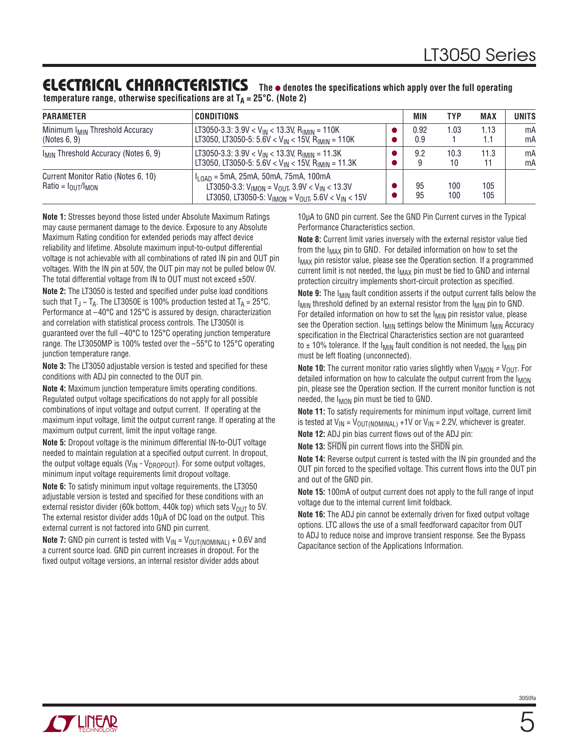## ELECTRICAL CHARACTERISTICS

**The ● denotes the specifications which apply over the full operating temperature range, otherwise specifications are at $T_A = 25°C$. (Note 2)**

| PARAMETER | CONDITIONS | | MIN | TYP | MAX | UNITS |
|---|---|---|---|---|---|---|
| Minimum $I_{MIN}$ Threshold Accuracy (Notes 6, 9) | LT3050-3.3: 3.9V < $V_{IN}$ < 13.3V, $R_{IMIN}$ = 110K<br>LT3050, LT3050-5: 5.6V < $V_{IN}$ < 15V, $R_{IMIN}$ = 110K | ●<br>● | 0.92<br>0.9 | 1.03<br>1 | 1.13<br>1.1 | mA<br>mA |
| $I_{MIN}$ Threshold Accuracy (Notes 6, 9) | LT3050-3.3: 3.9V < $V_{IN}$ < 13.3V, $R_{IMIN}$ = 11.3K<br>LT3050, LT3050-5: 5.6V < $V_{IN}$ < 15V, $R_{IMIN}$ = 11.3K | ●<br>● | 9.2<br>9 | 10.3<br>10 | 11.3<br>11 | mA<br>mA |
| Current Monitor Ratio (Notes 6, 10)<br>Ratio = $I_{OUT}/I_{MON}$ | $I_{LOAD}$ = 5mA, 25mA, 50mA, 75mA, 100mA<br>LT3050-3.3: $V_{IMON} = V_{OUT}$, 3.9V < $V_{IN}$ < 13.3V<br>LT3050, LT3050-5: $V_{IMON} = V_{OUT}$, 5.6V < $V_{IN}$ < 15V | <br>●<br>● | <br>95<br>95 | <br>100<br>100 | <br>105<br>105 | |

**Note 1:** Stresses beyond those listed under Absolute Maximum Ratings may cause permanent damage to the device. Exposure to any Absolute Maximum Rating condition for extended periods may affect device reliability and lifetime. Absolute maximum input-to-output differential voltage is not achievable with all combinations of rated IN pin and OUT pin voltages. With the IN pin at 50V, the OUT pin may not be pulled below 0V. The total differential voltage from IN to OUT must not exceed ±50V.

**Note 2:** The LT3050 is tested and specified under pulse load conditions such that $T_J \sim T_A$. The LT3050E is 100% production tested at $T_A$ = 25°C. Performance at –40°C and 125°C is assured by design, characterization and correlation with statistical process controls. The LT3050I is guaranteed over the full –40°C to 125°C operating junction temperature range. The LT3050MP is 100% tested over the –55°C to 125°C operating junction temperature range.

**Note 3:** The LT3050 adjustable version is tested and specified for these conditions with ADJ pin connected to the OUT pin.

**Note 4:** Maximum junction temperature limits operating conditions. Regulated output voltage specifications do not apply for all possible combinations of input voltage and output current. If operating at the maximum input voltage, limit the output current range. If operating at the maximum output current, limit the input voltage range.

**Note 5:** Dropout voltage is the minimum differential IN-to-OUT voltage needed to maintain regulation at a specified output current. In dropout, the output voltage equals ($V_{IN}$ - $V_{DROPOUT}$). For some output voltages, minimum input voltage requirements limit dropout voltage.

**Note 6:** To satisfy minimum input voltage requirements, the LT3050 adjustable version is tested and specified for these conditions with an external resistor divider (60k bottom, 440k top) which sets $V_{OUT}$ to 5V. The external resistor divider adds 10μA of DC load on the output. This external current is not factored into GND pin current.

**Note 7:** GND pin current is tested with $V_{IN} = V_{OUT(NOMINAL)}$ + 0.6V and a current source load. GND pin current increases in dropout. For the fixed output voltage versions, an internal resistor divider adds about 10μA to GND pin current. See the GND Pin Current curves in the Typical Performance Characteristics section.

**Note 8:** Current limit varies inversely with the external resistor value tied from the $I_{MAX}$ pin to GND. For detailed information on how to set the $I_{MAX}$ pin resistor value, please see the Operation section. If a programmed current limit is not needed, the $I_{MAX}$ pin must be tied to GND and internal protection circuitry implements short-circuit protection as specified.

**Note 9:** The $I_{MIN}$ fault condition asserts if the output current falls below the $I_{MIN}$ threshold defined by an external resistor from the $I_{MIN}$ pin to GND. For detailed information on how to set the $I_{MIN}$ pin resistor value, please see the Operation section. $I_{MIN}$ settings below the Minimum $I_{MIN}$ Accuracy specification in the Electrical Characteristics section are not guaranteed to ± 10% tolerance. If the $I_{MIN}$ fault condition is not needed, the $I_{MIN}$ pin must be left floating (unconnected).

**Note 10:** The current monitor ratio varies slightly when $V_{IMON} \neq V_{OUT}$. For detailed information on how to calculate the output current from the $I_{MON}$ pin, please see the Operation section. If the current monitor function is not needed, the $I_{MON}$ pin must be tied to GND.

**Note 11:** To satisfy requirements for minimum input voltage, current limit is tested at $V_{IN} = V_{OUT(NOMINAL)}$ +1V or $V_{IN}$ = 2.2V, whichever is greater.

**Note 12:** ADJ pin bias current flows out of the ADJ pin:

**Note 13:** $\overline{SHDN}$ pin current flows into the $\overline{SHDN}$ pin.

**Note 14:** Reverse output current is tested with the IN pin grounded and the OUT pin forced to the specified voltage. This current flows into the OUT pin and out of the GND pin.

**Note 15:** 100mA of output current does not apply to the full range of input voltage due to the internal current limit foldback.

**Note 16:** The ADJ pin cannot be externally driven for fixed output voltage options. LTC allows the use of a small feedforward capacitor from OUT to ADJ to reduce noise and improve transient response. See the Bypass Capacitance section of the Applications Information.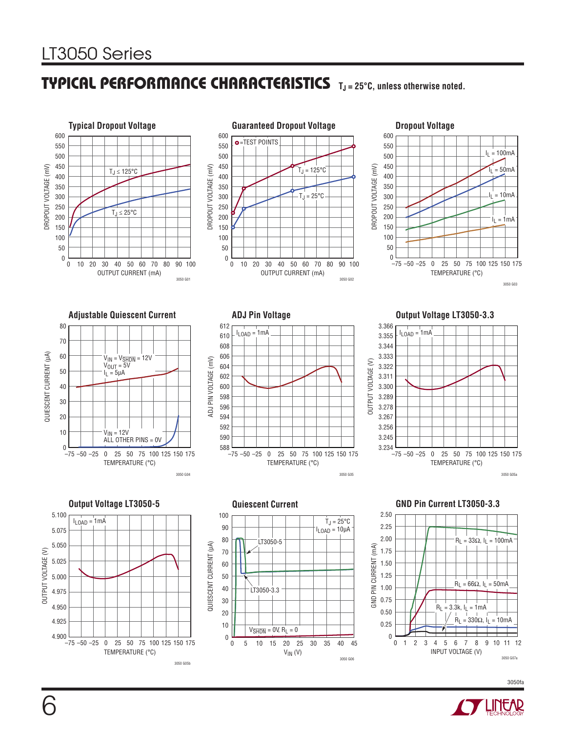## TYPICAL PERFORMANCE CHARACTERISTICS $T_J = 25°C$, unless otherwise noted.

**Typical Dropout Voltage**

DROPOUT VOLTAGE (mV) vs OUTPUT CURRENT (mA)

$T_J \leq 125°C$

$T_J \leq 25°C$

3050 G01

**Guaranteed Dropout Voltage**

DROPOUT VOLTAGE (mV) vs OUTPUT CURRENT (mA)

= TEST POINTS

$T_J = 125°C$

$T_J = 25°C$

3050 G02

**Dropout Voltage**

DROPOUT VOLTAGE (mV) vs TEMPERATURE (°C)

$I_L = 100mA$

$I_L = 50mA$

$I_L = 10mA$

$I_L = 1mA$

3050 G03

**Adjustable Quiescent Current**

QUIESCENT CURRENT (µA) vs TEMPERATURE (°C)

$V_{IN} = V_{SHDN} = 12V$
$V_{OUT} = 5V$
$I_L = 5µA$

$V_{IN} = 12V$
ALL OTHER PINS = 0V

3050 G04

**ADJ Pin Voltage**

ADJ PIN VOLTAGE (mV) vs TEMPERATURE (°C)

$I_{LOAD} = 1mA$

3050 G05

**Output Voltage LT3050-3.3**

OUTPUT VOLTAGE (V) vs TEMPERATURE (°C)

$I_{LOAD} = 1mA$

3050 G05a

**Output Voltage LT3050-5**

OUTPUT VOLTAGE (V) vs TEMPERATURE (°C)

$I_{LOAD} = 1mA$

3050 G05b

**Quiescent Current**

QUIESCENT CURRENT (µA) vs $V_{IN}$ (V)

$T_J = 25°C$
$I_{LOAD} = 10µA$

LT3050-5

LT3050-3.3

$V_{SHDN} = 0V$, $R_L = 0$

3050 G06

**GND Pin Current LT3050-3.3**

GND PIN CURRENT (mA) vs INPUT VOLTAGE (V)

$R_L = 33Ω$, $I_L = 100mA$

$R_L = 66Ω$, $I_L = 50mA$

$R_L = 3.3k$, $I_L = 1mA$

$R_L = 330Ω$, $I_L = 10mA$

3050 G07a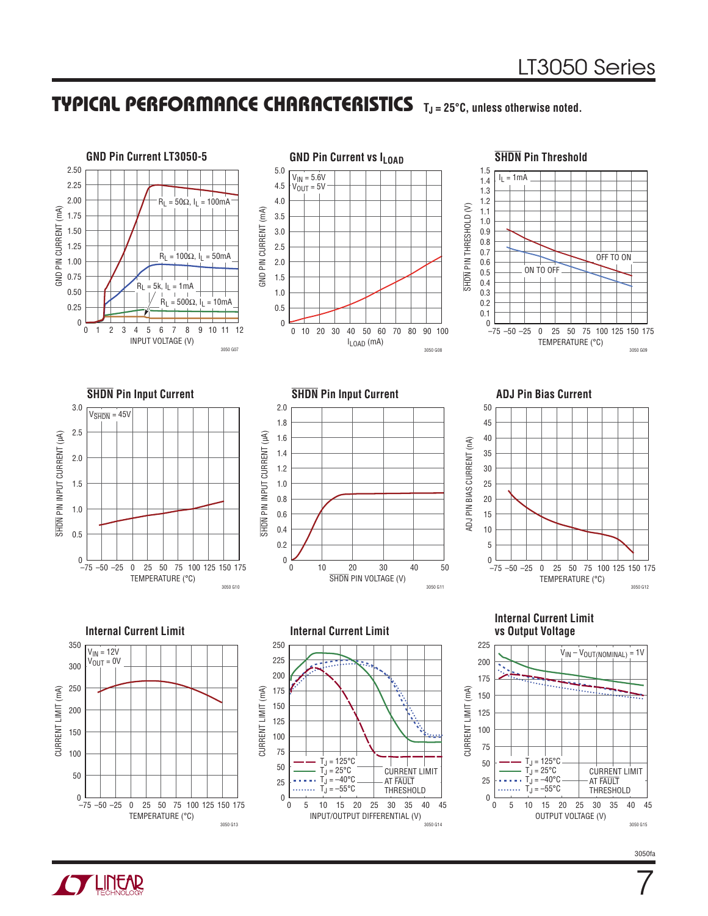## TYPICAL PERFORMANCE CHARACTERISTICS $T_J = 25°C$, unless otherwise noted.

**GND Pin Current LT3050-5**

$R_L = 50\Omega$, $I_L = 100mA$; $R_L = 100\Omega$, $I_L = 50mA$; $R_L = 5k$, $I_L = 1mA$; $R_L = 500\Omega$, $I_L = 10mA$

GND PIN CURRENT (mA) vs INPUT VOLTAGE (V)

3050 G07

**GND Pin Current vs $I_{LOAD}$**

$V_{IN} = 5.6V$
$V_{OUT} = 5V$

GND PIN CURRENT (mA) vs $I_{LOAD}$ (mA)

3050 G08

**$\overline{SHDN}$ Pin Threshold**

$I_L = 1mA$

OFF TO ON; ON TO OFF

$\overline{SHDN}$ PIN THRESHOLD (V) vs TEMPERATURE (°C)

3050 G09

**$\overline{SHDN}$ Pin Input Current**

$V_{\overline{SHDN}} = 45V$

$\overline{SHDN}$ PIN INPUT CURRENT (µA) vs TEMPERATURE (°C)

3050 G10

**$\overline{SHDN}$ Pin Input Current**

$\overline{SHDN}$ PIN INPUT CURRENT (µA) vs $\overline{SHDN}$ PIN VOLTAGE (V)

3050 G11

**ADJ Pin Bias Current**

ADJ PIN BIAS CURRENT (nA) vs TEMPERATURE (°C)

3050 G12

**Internal Current Limit**

$V_{IN} = 12V$
$V_{OUT} = 0V$

CURRENT LIMIT (mA) vs TEMPERATURE (°C)

3050 G13

**Internal Current Limit**

$T_J = 125°C$; $T_J = 25°C$; $T_J = -40°C$; $T_J = -55°C$

CURRENT LIMIT AT FAULT THRESHOLD

CURRENT LIMIT (mA) vs INPUT/OUTPUT DIFFERENTIAL (V)

3050 G14

**Internal Current Limit vs Output Voltage**

$V_{IN} - V_{OUT(NOMINAL)} = 1V$

$T_J = 125°C$; $T_J = 25°C$; $T_J = -40°C$; $T_J = -55°C$

CURRENT LIMIT AT FAULT THRESHOLD

CURRENT LIMIT (mA) vs OUTPUT VOLTAGE (V)

3050 G15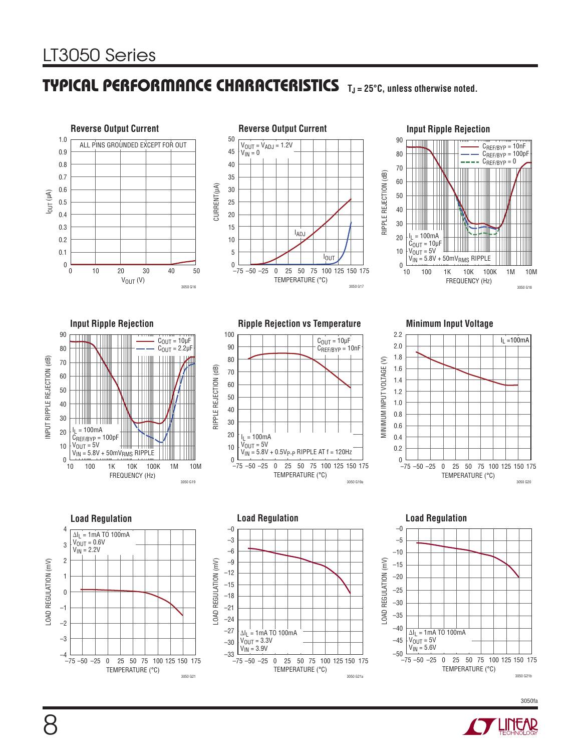## TYPICAL PERFORMANCE CHARACTERISTICS $T_J = 25°C$, unless otherwise noted.

**Reverse Output Current**

ALL PINS GROUNDED EXCEPT FOR OUT

$I_{OUT}$ (µA) vs $V_{OUT}$ (V)

3050 G16

**Reverse Output Current**

$V_{OUT} = V_{ADJ} = 1.2V$
$V_{IN} = 0$

CURRENT (µA) vs TEMPERATURE (°C)

$I_{ADJ}$, $I_{OUT}$

3050 G17

**Input Ripple Rejection**

$C_{REF/BYP} = 10nF$
$C_{REF/BYP} = 100pF$
$C_{REF/BYP} = 0$

$I_L = 100mA$
$C_{OUT} = 10µF$
$V_{OUT} = 5V$
$V_{IN} = 5.8V + 50mV_{RMS}$ RIPPLE

RIPPLE REJECTION (dB) vs FREQUENCY (Hz)

3050 G18

**Input Ripple Rejection**

$C_{OUT} = 10µF$
$C_{OUT} = 2.2µF$

$I_L = 100mA$
$C_{REF/BYP} = 100pF$
$V_{OUT} = 5V$
$V_{IN} = 5.8V + 50mV_{RMS}$ RIPPLE

INPUT RIPPLE REJECTION (dB) vs FREQUENCY (Hz)

3050 G19

**Ripple Rejection vs Temperature**

$C_{OUT} = 10µF$
$C_{REF/BYP} = 10nF$

$I_L = 100mA$
$V_{OUT} = 5V$
$V_{IN} = 5.8V + 0.5V_{P-P}$ RIPPLE AT f = 120Hz

RIPPLE REJECTION (dB) vs TEMPERATURE (°C)

3050 G19a

**Minimum Input Voltage**

$I_L = 100mA$

MINIMUM INPUT VOLTAGE (V) vs TEMPERATURE (°C)

3050 G20

**Load Regulation**

$\Delta I_L = 1mA$ TO 100mA
$V_{OUT} = 0.6V$
$V_{IN} = 2.2V$

LOAD REGULATION (mV) vs TEMPERATURE (°C)

3050 G21

**Load Regulation**

$\Delta I_L = 1mA$ TO 100mA
$V_{OUT} = 3.3V$
$V_{IN} = 3.9V$

LOAD REGULATION (mV) vs TEMPERATURE (°C)

3050 G21a

**Load Regulation**

$\Delta I_L = 1mA$ TO 100mA
$V_{OUT} = 5V$
$V_{IN} = 5.6V$

LOAD REGULATION (mV) vs TEMPERATURE (°C)

3050 G21b

3050fa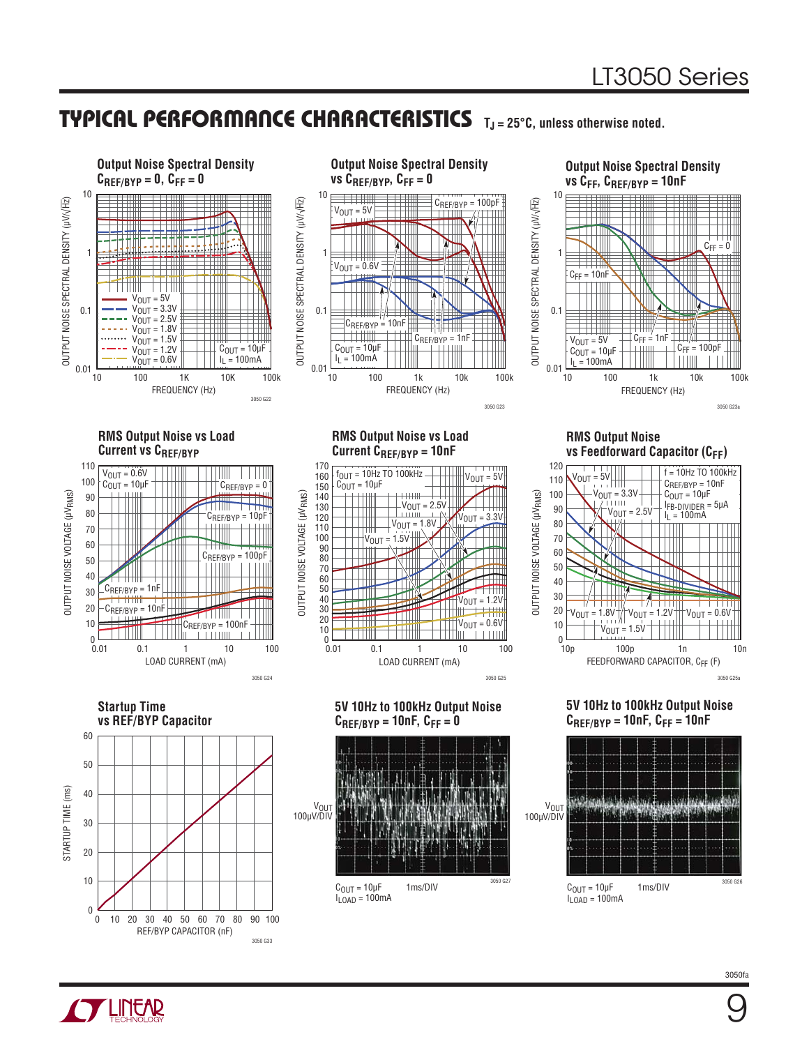## TYPICAL PERFORMANCE CHARACTERISTICS

$T_J = 25°C$, unless otherwise noted.

**Output Noise Spectral Density $C_{REF/BYP} = 0$, $C_{FF} = 0$**

OUTPUT NOISE SPECTRAL DENSITY (µV/√Hz) vs FREQUENCY (Hz)

$V_{OUT} = 5V$, $V_{OUT} = 3.3V$, $V_{OUT} = 2.5V$, $V_{OUT} = 1.8V$, $V_{OUT} = 1.5V$, $V_{OUT} = 1.2V$, $V_{OUT} = 0.6V$

$C_{OUT} = 10µF$, $I_L = 100mA$

3050 G22

**Output Noise Spectral Density vs $C_{REF/BYP}$, $C_{FF} = 0$**

OUTPUT NOISE SPECTRAL DENSITY (µV/√Hz) vs FREQUENCY (Hz)

$V_{OUT} = 5V$, $V_{OUT} = 0.6V$, $C_{REF/BYP} = 100pF$, $C_{REF/BYP} = 10nF$, $C_{REF/BYP} = 1nF$

$C_{OUT} = 10µF$, $I_L = 100mA$

3050 G23

**Output Noise Spectral Density vs $C_{FF}$, $C_{REF/BYP} = 10nF$**

OUTPUT NOISE SPECTRAL DENSITY (µV/√Hz) vs FREQUENCY (Hz)

$C_{FF} = 0$, $C_{FF} = 10nF$, $C_{FF} = 1nF$, $C_{FF} = 100pF$

$V_{OUT} = 5V$, $C_{OUT} = 10µF$, $I_L = 100mA$

3050 G23a

**RMS Output Noise vs Load Current vs $C_{REF/BYP}$**

OUTPUT NOISE VOLTAGE ($µV_{RMS}$) vs LOAD CURRENT (mA)

$V_{OUT} = 0.6V$, $C_{OUT} = 10µF$

$C_{REF/BYP} = 0$, $C_{REF/BYP} = 10pF$, $C_{REF/BYP} = 100pF$, $C_{REF/BYP} = 1nF$, $C_{REF/BYP} = 10nF$, $C_{REF/BYP} = 100nF$

3050 G24

**RMS Output Noise vs Load Current $C_{REF/BYP} = 10nF$**

OUTPUT NOISE VOLTAGE ($µV_{RMS}$) vs LOAD CURRENT (mA)

$f_{OUT}$ = 10Hz TO 100kHz, $C_{OUT} = 10µF$

$V_{OUT} = 5V$, $V_{OUT} = 3.3V$, $V_{OUT} = 2.5V$, $V_{OUT} = 1.8V$, $V_{OUT} = 1.5V$, $V_{OUT} = 1.2V$, $V_{OUT} = 0.6V$

3050 G25

**RMS Output Noise vs Feedforward Capacitor ($C_{FF}$)**

OUTPUT NOISE VOLTAGE ($µV_{RMS}$) vs FEEDFORWARD CAPACITOR, $C_{FF}$ (F)

f = 10Hz TO 100kHz, $C_{REF/BYP} = 10nF$, $C_{OUT} = 10µF$, $I_{FB\text{-}DIVIDER} = 5µA$, $I_L = 100mA$

$V_{OUT} = 5V$, $V_{OUT} = 3.3V$, $V_{OUT} = 2.5V$, $V_{OUT} = 1.8V$, $V_{OUT} = 1.5V$, $V_{OUT} = 1.2V$, $V_{OUT} = 0.6V$

3050 G25a

**Startup Time vs REF/BYP Capacitor**

STARTUP TIME (ms) vs REF/BYP CAPACITOR (nF)

3050 G33

**5V 10Hz to 100kHz Output Noise $C_{REF/BYP} = 10nF$, $C_{FF} = 0$**

$V_{OUT}$ 100µV/DIV

$C_{OUT} = 10µF$, $I_{LOAD} = 100mA$, 1ms/DIV

3050 G27

**5V 10Hz to 100kHz Output Noise $C_{REF/BYP} = 10nF$, $C_{FF} = 10nF$**

$V_{OUT}$ 100µV/DIV

$C_{OUT} = 10µF$, $I_{LOAD} = 100mA$, 1ms/DIV

3050 G26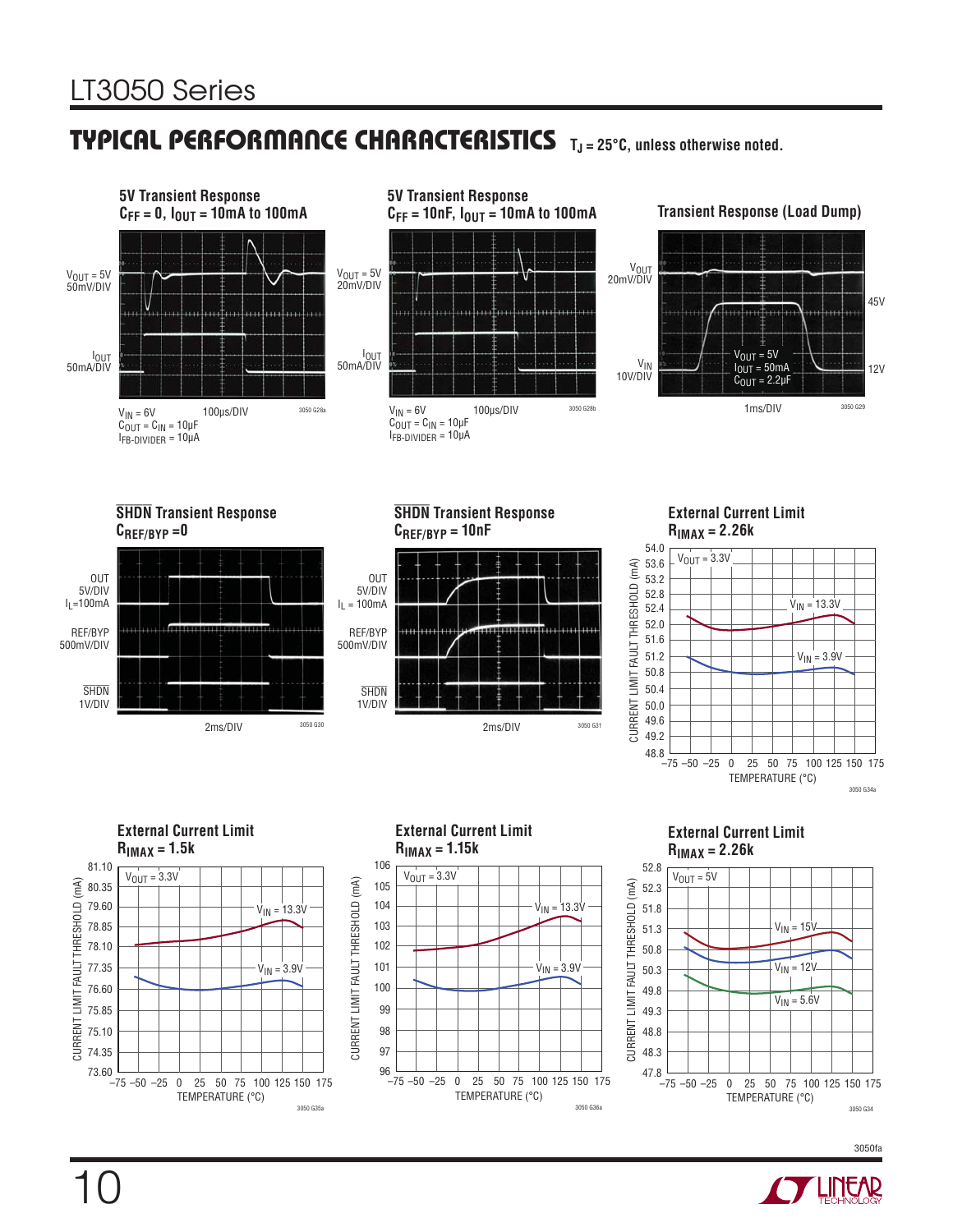## TYPICAL PERFORMANCE CHARACTERISTICS $T_J = 25°C$, unless otherwise noted.

**5V Transient Response $C_{FF} = 0$, $I_{OUT}$ = 10mA to 100mA**

$V_{OUT}$ = 5V 50mV/DIV

$I_{OUT}$ 50mA/DIV

$V_{IN}$ = 6V 100µs/DIV
$C_{OUT} = C_{IN}$ = 10µF
$I_{FB\text{-}DIVIDER}$ = 10µA

3050 G28a

**5V Transient Response $C_{FF}$ = 10nF, $I_{OUT}$ = 10mA to 100mA**

$V_{OUT}$ = 5V 20mV/DIV

$I_{OUT}$ 50mA/DIV

$V_{IN}$ = 6V 100µs/DIV
$C_{OUT} = C_{IN}$ = 10µF
$I_{FB\text{-}DIVIDER}$ = 10µA

3050 G28b

**Transient Response (Load Dump)**

$V_{OUT}$ 20mV/DIV

$V_{IN}$ 10V/DIV

45V

12V

$V_{OUT}$ = 5V
$I_{OUT}$ = 50mA
$C_{OUT}$ = 2.2µF

1ms/DIV

3050 G29

**SHDN Transient Response $C_{REF/BYP}$ = 0**

OUT 5V/DIV $I_L$ = 100mA

REF/BYP 500mV/DIV

SHDN 1V/DIV

2ms/DIV

3050 G30

**SHDN Transient Response $C_{REF/BYP}$ = 10nF**

OUT 5V/DIV $I_L$ = 100mA

REF/BYP 500mV/DIV

SHDN 1V/DIV

2ms/DIV

3050 G31

**External Current Limit $R_{IMAX}$ = 2.26k**

$V_{OUT}$ = 3.3V

$V_{IN}$ = 13.3V

$V_{IN}$ = 3.9V

CURRENT LIMIT FAULT THRESHOLD (mA): 48.8 to 54.0

TEMPERATURE (°C): –75 to 175

3050 G34a

**External Current Limit $R_{IMAX}$ = 1.5k**

$V_{OUT}$ = 3.3V

$V_{IN}$ = 13.3V

$V_{IN}$ = 3.9V

CURRENT LIMIT FAULT THRESHOLD (mA): 73.60 to 81.10

TEMPERATURE (°C): –75 to 175

3050 G35a

**External Current Limit $R_{IMAX}$ = 1.15k**

$V_{OUT}$ = 3.3V

$V_{IN}$ = 13.3V

$V_{IN}$ = 3.9V

CURRENT LIMIT FAULT THRESHOLD (mA): 96 to 106

TEMPERATURE (°C): –75 to 175

3050 G36a

**External Current Limit $R_{IMAX}$ = 2.26k**

$V_{OUT}$ = 5V

$V_{IN}$ = 15V

$V_{IN}$ = 12V

$V_{IN}$ = 5.6V

CURRENT LIMIT FAULT THRESHOLD (mA): 47.8 to 52.8

TEMPERATURE (°C): –75 to 175

3050 G34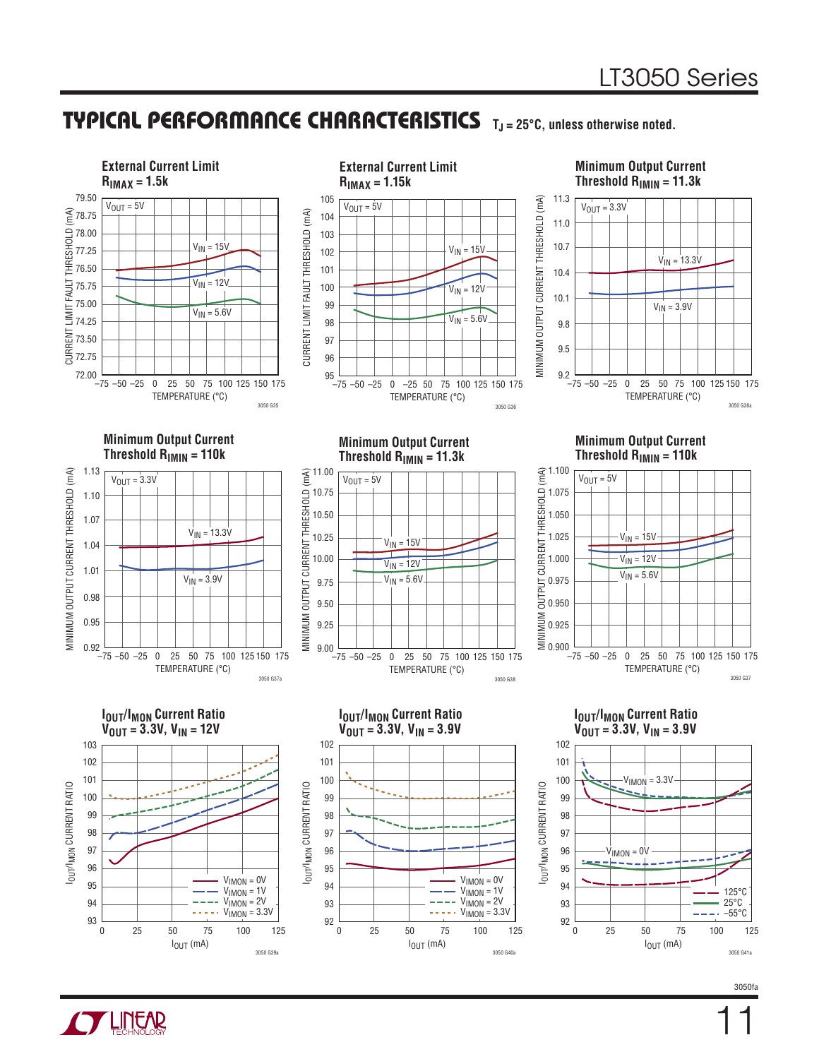## TYPICAL PERFORMANCE CHARACTERISTICS $T_J$ = 25°C, unless otherwise noted.

**External Current Limit $R_{IMAX}$ = 1.5k**

$V_{OUT}$ = 5V; $V_{IN}$ = 15V, $V_{IN}$ = 12V, $V_{IN}$ = 5.6V

CURRENT LIMIT FAULT THRESHOLD (mA) vs TEMPERATURE (°C)

3050 G35

**External Current Limit $R_{IMAX}$ = 1.15k**

$V_{OUT}$ = 5V; $V_{IN}$ = 15V, $V_{IN}$ = 12V, $V_{IN}$ = 5.6V

CURRENT LIMIT FAULT THRESHOLD (mA) vs TEMPERATURE (°C)

3050 G36

**Minimum Output Current Threshold $R_{IMIN}$ = 11.3k**

$V_{OUT}$ = 3.3V; $V_{IN}$ = 13.3V, $V_{IN}$ = 3.9V

MINIMUM OUTPUT CURRENT THRESHOLD (mA) vs TEMPERATURE (°C)

3050 G38a

**Minimum Output Current Threshold $R_{IMIN}$ = 110k**

$V_{OUT}$ = 3.3V; $V_{IN}$ = 13.3V, $V_{IN}$ = 3.9V

MINIMUM OUTPUT CURRENT THRESHOLD (mA) vs TEMPERATURE (°C)

3050 G37a

**Minimum Output Current Threshold $R_{IMIN}$ = 11.3k**

$V_{OUT}$ = 5V; $V_{IN}$ = 15V, $V_{IN}$ = 12V, $V_{IN}$ = 5.6V

MINIMUM OUTPUT CURRENT THRESHOLD (mA) vs TEMPERATURE (°C)

3050 G38

**Minimum Output Current Threshold $R_{IMIN}$ = 110k**

$V_{OUT}$ = 5V; $V_{IN}$ = 15V, $V_{IN}$ = 12V, $V_{IN}$ = 5.6V

MINIMUM OUTPUT CURRENT THRESHOLD (mA) vs TEMPERATURE (°C)

3050 G37

**$I_{OUT}/I_{MON}$ Current Ratio $V_{OUT}$ = 3.3V, $V_{IN}$ = 12V**

$V_{IMON}$ = 0V, $V_{IMON}$ = 1V, $V_{IMON}$ = 2V, $V_{IMON}$ = 3.3V

$I_{OUT}/I_{MON}$ CURRENT RATIO vs $I_{OUT}$ (mA)

3050 G39a

**$I_{OUT}/I_{MON}$ Current Ratio $V_{OUT}$ = 3.3V, $V_{IN}$ = 3.9V**

$V_{IMON}$ = 0V, $V_{IMON}$ = 1V, $V_{IMON}$ = 2V, $V_{IMON}$ = 3.3V

$I_{OUT}/I_{MON}$ CURRENT RATIO vs $I_{OUT}$ (mA)

3050 G40a

**$I_{OUT}/I_{MON}$ Current Ratio $V_{OUT}$ = 3.3V, $V_{IN}$ = 3.9V**

$V_{IMON}$ = 3.3V, $V_{IMON}$ = 0V; 125°C, 25°C, –55°C

$I_{OUT}/I_{MON}$ CURRENT RATIO vs $I_{OUT}$ (mA)

3050 G41a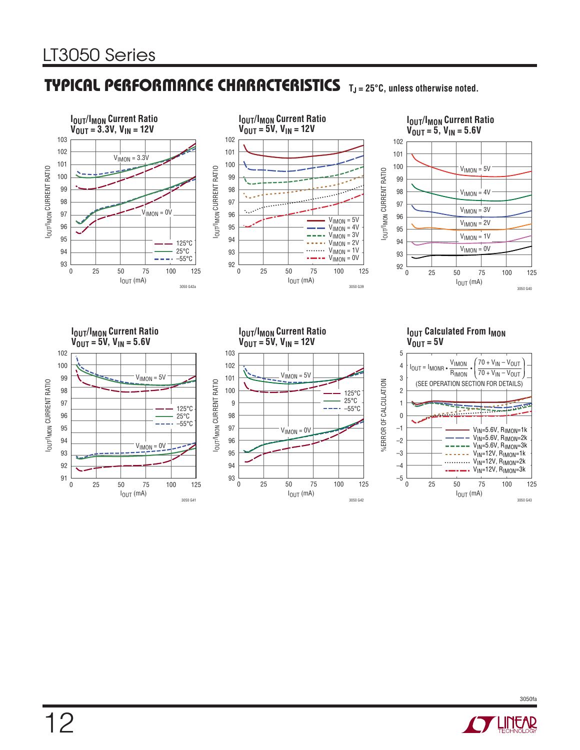## TYPICAL PERFORMANCE CHARACTERISTICS $T_J = 25°C$, unless otherwise noted.

**$I_{OUT}/I_{MON}$ Current Ratio $V_{OUT} = 3.3V$, $V_{IN} = 12V$**

$V_{IMON} = 3.3V$; $V_{IMON} = 0V$; 125°C; 25°C; –55°C

3050 G42a

**$I_{OUT}/I_{MON}$ Current Ratio $V_{OUT} = 5V$, $V_{IN} = 12V$**

$V_{IMON} = 5V$; $V_{IMON} = 4V$; $V_{IMON} = 3V$; $V_{IMON} = 2V$; $V_{IMON} = 1V$; $V_{IMON} = 0V$

3050 G39

**$I_{OUT}/I_{MON}$ Current Ratio $V_{OUT} = 5$, $V_{IN} = 5.6V$**

$V_{IMON} = 5V$; $V_{IMON} = 4V$; $V_{IMON} = 3V$; $V_{IMON} = 2V$; $V_{IMON} = 1V$; $V_{IMON} = 0V$

3050 G40

**$I_{OUT}/I_{MON}$ Current Ratio $V_{OUT} = 5V$, $V_{IN} = 5.6V$**

$V_{IMON} = 5V$; $V_{IMON} = 0V$; 125°C; 25°C; –55°C

3050 G41

**$I_{OUT}/I_{MON}$ Current Ratio $V_{OUT} = 5V$, $V_{IN} = 12V$**

$V_{IMON} = 5V$; $V_{IMON} = 0V$; 125°C; 25°C; –55°C

3050 G42

**$I_{OUT}$ Calculated From $I_{MON}$ $V_{OUT} = 5V$**

$$I_{OUT} = I_{MONR} \cdot \frac{V_{IMON}}{R_{IMON}} \cdot \left(\frac{70 + V_{IN} - V_{OUT}}{70 + V_{IN} - V_{OUT}}\right)$$

(SEE OPERATION SECTION FOR DETAILS)

$V_{IN}$=5.6V, $R_{IMON}$=1k; $V_{IN}$=5.6V, $R_{IMON}$=2k; $V_{IN}$=5.6V, $R_{IMON}$=3k; $V_{IN}$=12V, $R_{IMON}$=1k; $V_{IN}$=12V, $R_{IMON}$=2k; $V_{IN}$=12V, $R_{IMON}$=3k

3050 G43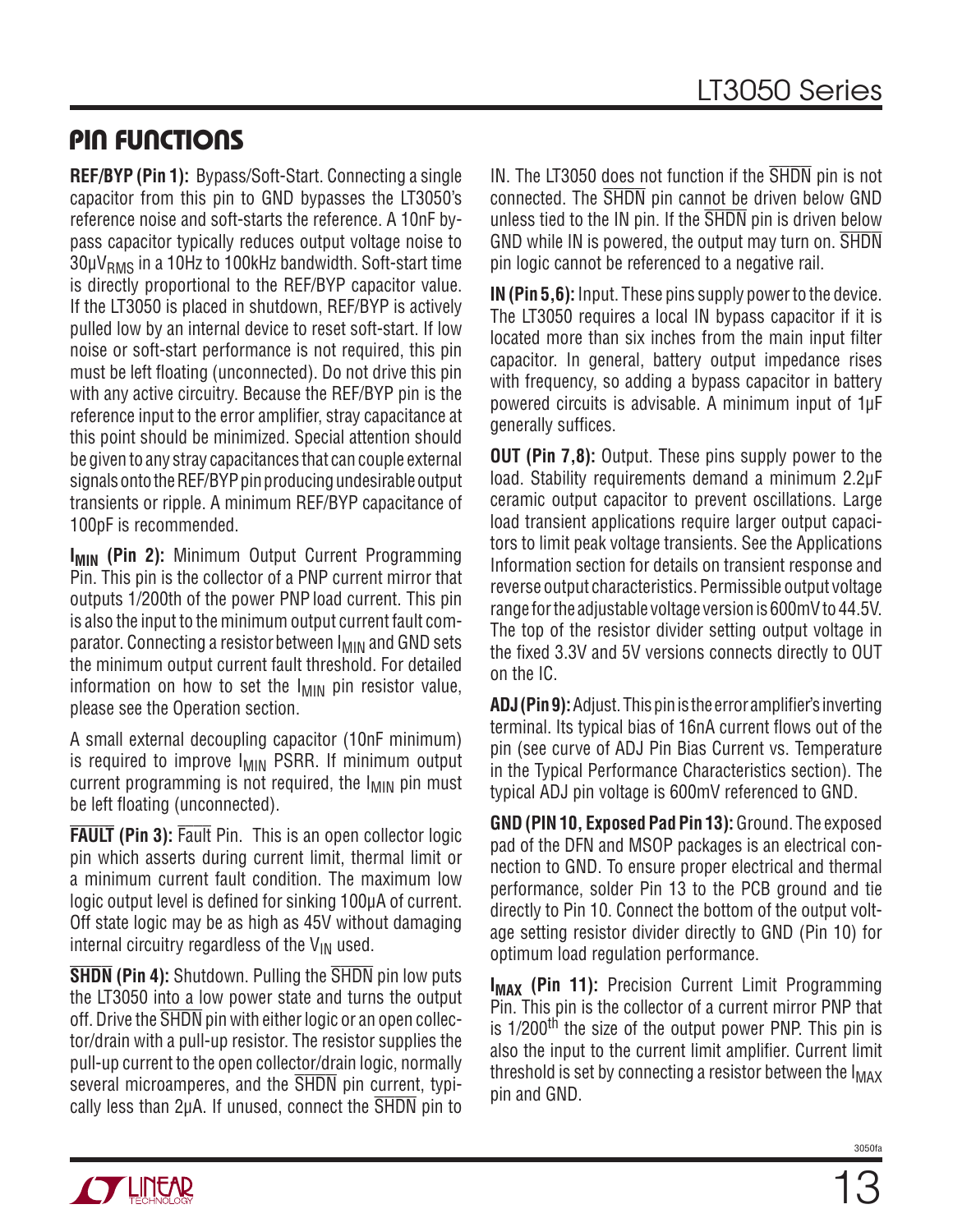## PIN FUNCTIONS

**REF/BYP (Pin 1):** Bypass/Soft-Start. Connecting a single capacitor from this pin to GND bypasses the LT3050's reference noise and soft-starts the reference. A 10nF bypass capacitor typically reduces output voltage noise to $30\mu V_{RMS}$ in a 10Hz to 100kHz bandwidth. Soft-start time is directly proportional to the REF/BYP capacitor value. If the LT3050 is placed in shutdown, REF/BYP is actively pulled low by an internal device to reset soft-start. If low noise or soft-start performance is not required, this pin must be left floating (unconnected). Do not drive this pin with any active circuitry. Because the REF/BYP pin is the reference input to the error amplifier, stray capacitance at this point should be minimized. Special attention should be given to any stray capacitances that can couple external signals onto the REF/BYP pin producing undesirable output transients or ripple. A minimum REF/BYP capacitance of 100pF is recommended.

**$I_{MIN}$ (Pin 2):** Minimum Output Current Programming Pin. This pin is the collector of a PNP current mirror that outputs 1/200th of the power PNP load current. This pin is also the input to the minimum output current fault comparator. Connecting a resistor between $I_{MIN}$ and GND sets the minimum output current fault threshold. For detailed information on how to set the $I_{MIN}$ pin resistor value, please see the Operation section.

A small external decoupling capacitor (10nF minimum) is required to improve $I_{MIN}$ PSRR. If minimum output current programming is not required, the $I_{MIN}$ pin must be left floating (unconnected).

**$\overline{\text{FAULT}}$ (Pin 3):** $\overline{\text{Fault}}$ Pin. This is an open collector logic pin which asserts during current limit, thermal limit or a minimum current fault condition. The maximum low logic output level is defined for sinking 100µA of current. Off state logic may be as high as 45V without damaging internal circuitry regardless of the $V_{IN}$ used.

**$\overline{\text{SHDN}}$ (Pin 4):** Shutdown. Pulling the $\overline{\text{SHDN}}$ pin low puts the LT3050 into a low power state and turns the output off. Drive the $\overline{\text{SHDN}}$ pin with either logic or an open collector/drain with a pull-up resistor. The resistor supplies the pull-up current to the open collector/drain logic, normally several microamperes, and the $\overline{\text{SHDN}}$ pin current, typically less than 2µA. If unused, connect the $\overline{\text{SHDN}}$ pin to IN. The LT3050 does not function if the $\overline{\text{SHDN}}$ pin is not connected. The $\overline{\text{SHDN}}$ pin cannot be driven below GND unless tied to the IN pin. If the $\overline{\text{SHDN}}$ pin is driven below GND while IN is powered, the output may turn on. $\overline{\text{SHDN}}$ pin logic cannot be referenced to a negative rail.

**IN (Pin 5,6):** Input. These pins supply power to the device. The LT3050 requires a local IN bypass capacitor if it is located more than six inches from the main input filter capacitor. In general, battery output impedance rises with frequency, so adding a bypass capacitor in battery powered circuits is advisable. A minimum input of 1µF generally suffices.

**OUT (Pin 7,8):** Output. These pins supply power to the load. Stability requirements demand a minimum 2.2µF ceramic output capacitor to prevent oscillations. Large load transient applications require larger output capacitors to limit peak voltage transients. See the Applications Information section for details on transient response and reverse output characteristics. Permissible output voltage range for the adjustable voltage version is 600mV to 44.5V. The top of the resistor divider setting output voltage in the fixed 3.3V and 5V versions connects directly to OUT on the IC.

**ADJ (Pin 9):** Adjust. This pin is the error amplifier's inverting terminal. Its typical bias of 16nA current flows out of the pin (see curve of ADJ Pin Bias Current vs. Temperature in the Typical Performance Characteristics section). The typical ADJ pin voltage is 600mV referenced to GND.

**GND (PIN 10, Exposed Pad Pin 13):** Ground. The exposed pad of the DFN and MSOP packages is an electrical connection to GND. To ensure proper electrical and thermal performance, solder Pin 13 to the PCB ground and tie directly to Pin 10. Connect the bottom of the output voltage setting resistor divider directly to GND (Pin 10) for optimum load regulation performance.

**$I_{MAX}$ (Pin 11):** Precision Current Limit Programming Pin. This pin is the collector of a current mirror PNP that is 1/200th the size of the output power PNP. This pin is also the input to the current limit amplifier. Current limit threshold is set by connecting a resistor between the $I_{MAX}$ pin and GND.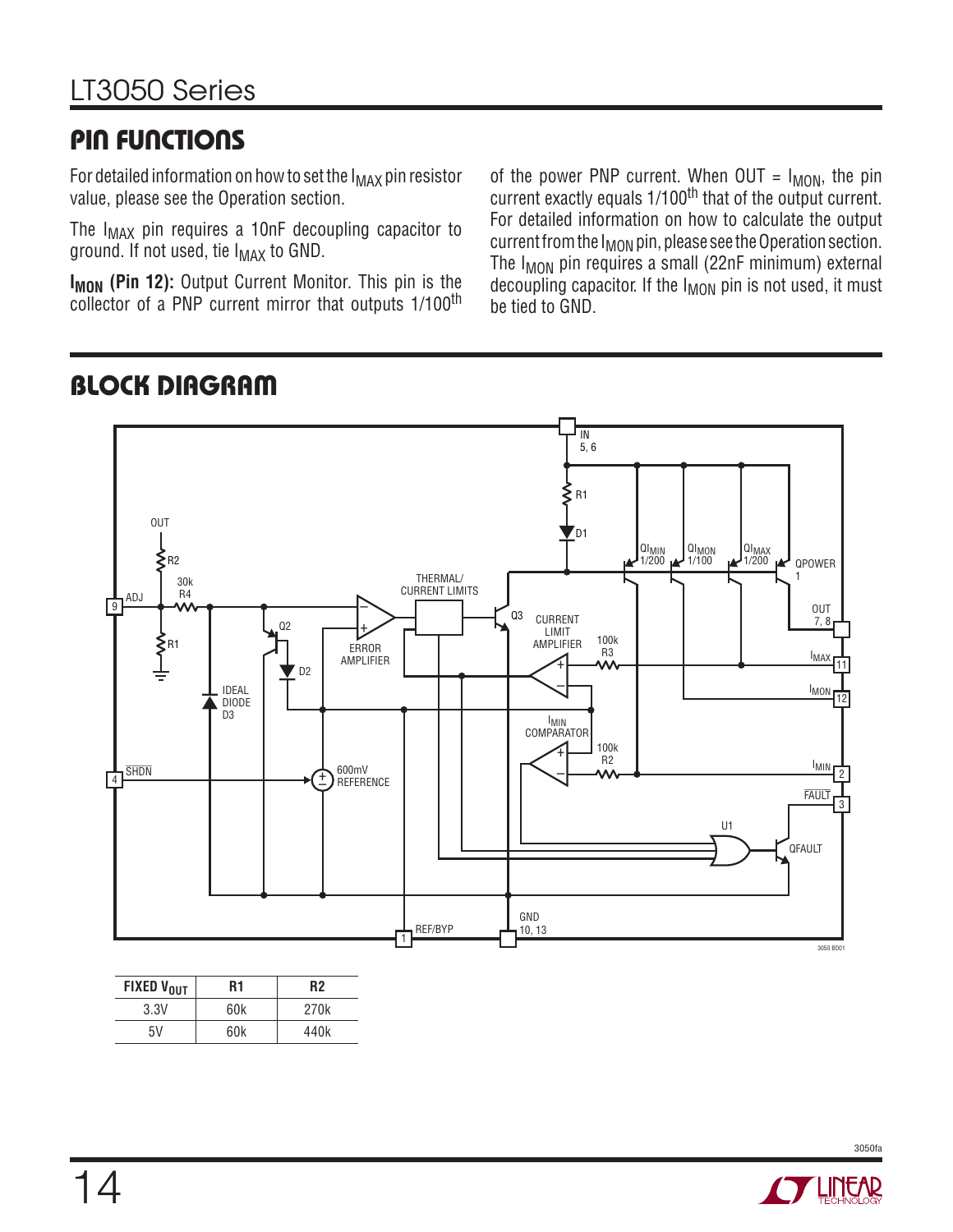## PIN FUNCTIONS

For detailed information on how to set the $I_{MAX}$ pin resistor value, please see the Operation section.

The $I_{MAX}$ pin requires a 10nF decoupling capacitor to ground. If not used, tie $I_{MAX}$ to GND.

**$I_{MON}$ (Pin 12):** Output Current Monitor. This pin is the collector of a PNP current mirror that outputs 1/100th of the power PNP current. When OUT = $I_{MON}$, the pin current exactly equals 1/100th that of the output current. For detailed information on how to calculate the output current from the $I_{MON}$ pin, please see the Operation section. The $I_{MON}$ pin requires a small (22nF minimum) external decoupling capacitor. If the $I_{MON}$ pin is not used, it must be tied to GND.

## BLOCK DIAGRAM

| FIXED $V_{OUT}$ | R1 | R2 |
|---|---|---|
| 3.3V | 60k | 270k |
| 5V | 60k | 440k |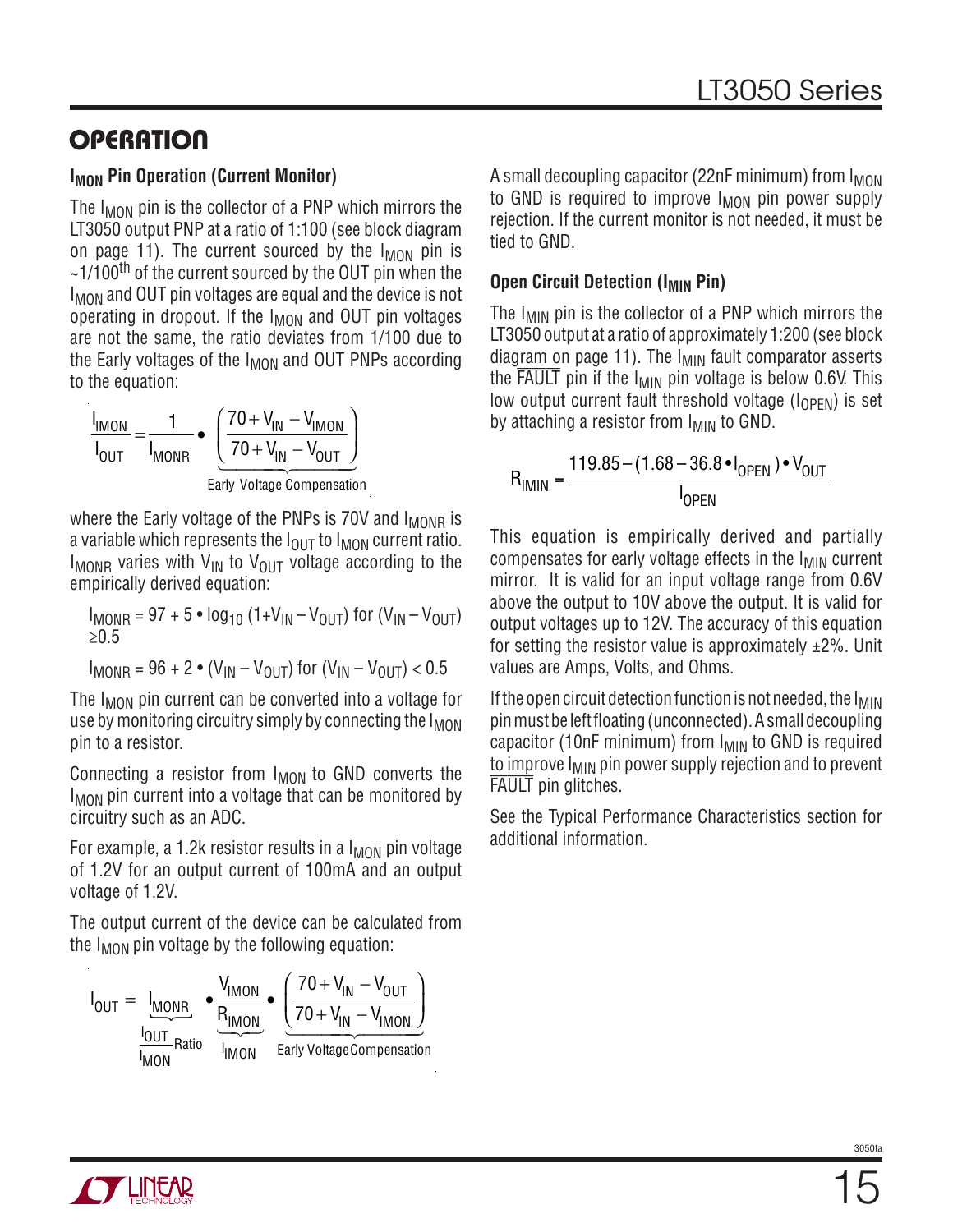## OPERATION

### $I_{MON}$ Pin Operation (Current Monitor)

The $I_{MON}$ pin is the collector of a PNP which mirrors the LT3050 output PNP at a ratio of 1:100 (see block diagram on page 11). The current sourced by the $I_{MON}$ pin is ~1/100[th] of the current sourced by the OUT pin when the $I_{MON}$ and OUT pin voltages are equal and the device is not operating in dropout. If the $I_{MON}$ and OUT pin voltages are not the same, the ratio deviates from 1/100 due to the Early voltages of the $I_{MON}$ and OUT PNPs according to the equation:

$$\frac{I_{IMON}}{I_{OUT}} = \frac{1}{I_{MONR}} \cdot \underbrace{\left(\frac{70 + V_{IN} - V_{IMON}}{70 + V_{IN} - V_{OUT}}\right)}_{\text{Early Voltage Compensation}}$$

where the Early voltage of the PNPs is 70V and $I_{MONR}$ is a variable which represents the $I_{OUT}$ to $I_{MON}$ current ratio. $I_{MONR}$ varies with $V_{IN}$ to $V_{OUT}$ voltage according to the empirically derived equation:

$I_{MONR} = 97 + 5 \cdot \log_{10}(1 + V_{IN} - V_{OUT})$ for $(V_{IN} - V_{OUT}) \geq 0.5$

$I_{MONR} = 96 + 2 \cdot (V_{IN} - V_{OUT})$ for $(V_{IN} - V_{OUT}) < 0.5$

The $I_{MON}$ pin current can be converted into a voltage for use by monitoring circuitry simply by connecting the $I_{MON}$ pin to a resistor.

Connecting a resistor from $I_{MON}$ to GND converts the $I_{MON}$ pin current into a voltage that can be monitored by circuitry such as an ADC.

For example, a 1.2k resistor results in a $I_{MON}$ pin voltage of 1.2V for an output current of 100mA and an output voltage of 1.2V.

The output current of the device can be calculated from the $I_{MON}$ pin voltage by the following equation:

$$I_{OUT} = \underbrace{I_{MONR}}_{\frac{I_{OUT}}{I_{MON}}\text{Ratio}} \cdot \underbrace{\frac{V_{IMON}}{R_{IMON}}}_{I_{IMON}} \cdot \underbrace{\left(\frac{70 + V_{IN} - V_{OUT}}{70 + V_{IN} - V_{IMON}}\right)}_{\text{Early Voltage Compensation}}$$

A small decoupling capacitor (22nF minimum) from $I_{MON}$ to GND is required to improve $I_{MON}$ pin power supply rejection. If the current monitor is not needed, it must be tied to GND.

### Open Circuit Detection ($I_{MIN}$ Pin)

The $I_{MIN}$ pin is the collector of a PNP which mirrors the LT3050 output at a ratio of approximately 1:200 (see block diagram on page 11). The $I_{MIN}$ fault comparator asserts the $\overline{\text{FAULT}}$ pin if the $I_{MIN}$ pin voltage is below 0.6V. This low output current fault threshold voltage ($I_{OPEN}$) is set by attaching a resistor from $I_{MIN}$ to GND.

$$R_{IMIN} = \frac{119.85 - (1.68 - 36.8 \cdot I_{OPEN}) \cdot V_{OUT}}{I_{OPEN}}$$

This equation is empirically derived and partially compensates for early voltage effects in the $I_{MIN}$ current mirror. It is valid for an input voltage range from 0.6V above the output to 10V above the output. It is valid for output voltages up to 12V. The accuracy of this equation for setting the resistor value is approximately ±2%. Unit values are Amps, Volts, and Ohms.

If the open circuit detection function is not needed, the $I_{MIN}$ pin must be left floating (unconnected). A small decoupling capacitor (10nF minimum) from $I_{MIN}$ to GND is required to improve $I_{MIN}$ pin power supply rejection and to prevent $\overline{\text{FAULT}}$ pin glitches.

See the Typical Performance Characteristics section for additional information.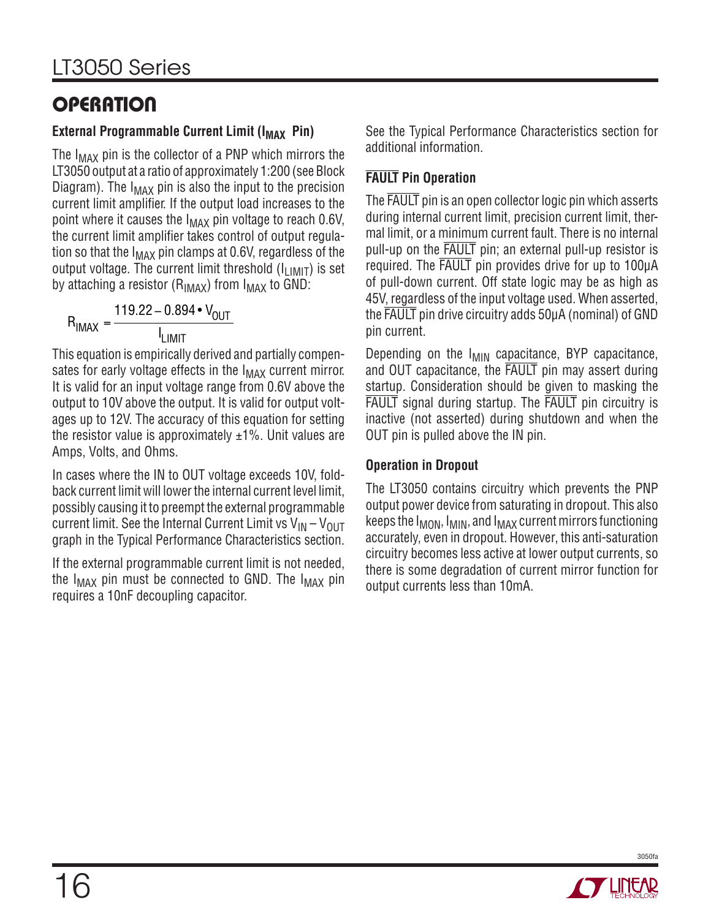## OPERATION

### External Programmable Current Limit ($I_{MAX}$ Pin)

The $I_{MAX}$ pin is the collector of a PNP which mirrors the LT3050 output at a ratio of approximately 1:200 (see Block Diagram). The $I_{MAX}$ pin is also the input to the precision current limit amplifier. If the output load increases to the point where it causes the $I_{MAX}$ pin voltage to reach 0.6V, the current limit amplifier takes control of output regulation so that the $I_{MAX}$ pin clamps at 0.6V, regardless of the output voltage. The current limit threshold ($I_{LIMIT}$) is set by attaching a resistor ($R_{IMAX}$) from $I_{MAX}$ to GND:

$$R_{IMAX} = \frac{119.22 - 0.894 \cdot V_{OUT}}{I_{LIMIT}}$$

This equation is empirically derived and partially compensates for early voltage effects in the $I_{MAX}$ current mirror. It is valid for an input voltage range from 0.6V above the output to 10V above the output. It is valid for output voltages up to 12V. The accuracy of this equation for setting the resistor value is approximately ±1%. Unit values are Amps, Volts, and Ohms.

In cases where the IN to OUT voltage exceeds 10V, foldback current limit will lower the internal current level limit, possibly causing it to preempt the external programmable current limit. See the Internal Current Limit vs $V_{IN} - V_{OUT}$ graph in the Typical Performance Characteristics section.

If the external programmable current limit is not needed, the $I_{MAX}$ pin must be connected to GND. The $I_{MAX}$ pin requires a 10nF decoupling capacitor.

See the Typical Performance Characteristics section for additional information.

### $\overline{\text{FAULT}}$ Pin Operation

The $\overline{\text{FAULT}}$ pin is an open collector logic pin which asserts during internal current limit, precision current limit, thermal limit, or a minimum current fault. There is no internal pull-up on the $\overline{\text{FAULT}}$ pin; an external pull-up resistor is required. The $\overline{\text{FAULT}}$ pin provides drive for up to 100µA of pull-down current. Off state logic may be as high as 45V, regardless of the input voltage used. When asserted, the $\overline{\text{FAULT}}$ pin drive circuitry adds 50µA (nominal) of GND pin current.

Depending on the $I_{MIN}$ capacitance, BYP capacitance, and OUT capacitance, the $\overline{\text{FAULT}}$ pin may assert during startup. Consideration should be given to masking the $\overline{\text{FAULT}}$ signal during startup. The $\overline{\text{FAULT}}$ pin circuitry is inactive (not asserted) during shutdown and when the OUT pin is pulled above the IN pin.

### Operation in Dropout

The LT3050 contains circuitry which prevents the PNP output power device from saturating in dropout. This also keeps the $I_{MON}$, $I_{MIN}$, and $I_{MAX}$ current mirrors functioning accurately, even in dropout. However, this anti-saturation circuitry becomes less active at lower output currents, so there is some degradation of current mirror function for output currents less than 10mA.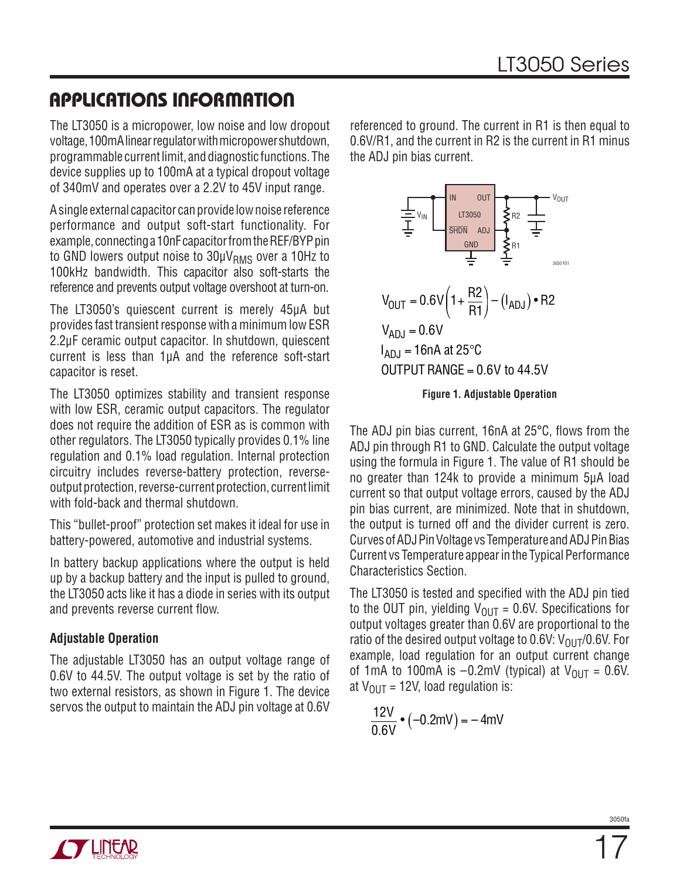## APPLICATIONS INFORMATION

The LT3050 is a micropower, low noise and low dropout voltage, 100mA linear regulator with micropower shutdown, programmable current limit, and diagnostic functions. The device supplies up to 100mA at a typical dropout voltage of 340mV and operates over a 2.2V to 45V input range.

A single external capacitor can provide low noise reference performance and output soft-start functionality. For example, connecting a 10nF capacitor from the REF/BYP pin to GND lowers output noise to 30µ$V_{RMS}$ over a 10Hz to 100kHz bandwidth. This capacitor also soft-starts the reference and prevents output voltage overshoot at turn-on.

The LT3050's quiescent current is merely 45µA but provides fast transient response with a minimum low ESR 2.2µF ceramic output capacitor. In shutdown, quiescent current is less than 1µA and the reference soft-start capacitor is reset.

The LT3050 optimizes stability and transient response with low ESR, ceramic output capacitors. The regulator does not require the addition of ESR as is common with other regulators. The LT3050 typically provides 0.1% line regulation and 0.1% load regulation. Internal protection circuitry includes reverse-battery protection, reverse-output protection, reverse-current protection, current limit with fold-back and thermal shutdown.

This "bullet-proof" protection set makes it ideal for use in battery-powered, automotive and industrial systems.

In battery backup applications where the output is held up by a backup battery and the input is pulled to ground, the LT3050 acts like it has a diode in series with its output and prevents reverse current flow.

### Adjustable Operation

The adjustable LT3050 has an output voltage range of 0.6V to 44.5V. The output voltage is set by the ratio of two external resistors, as shown in Figure 1. The device servos the output to maintain the ADJ pin voltage at 0.6V referenced to ground. The current in R1 is then equal to 0.6V/R1, and the current in R2 is the current in R1 minus the ADJ pin bias current.

$$V_{OUT} = 0.6V\left(1+\frac{R2}{R1}\right)-\left(I_{ADJ}\right)\bullet R2$$

$V_{ADJ} = 0.6V$

$I_{ADJ} = 16nA$ at 25°C

OUTPUT RANGE = 0.6V to 44.5V

**Figure 1. Adjustable Operation**

The ADJ pin bias current, 16nA at 25°C, flows from the ADJ pin through R1 to GND. Calculate the output voltage using the formula in Figure 1. The value of R1 should be no greater than 124k to provide a minimum 5µA load current so that output voltage errors, caused by the ADJ pin bias current, are minimized. Note that in shutdown, the output is turned off and the divider current is zero. Curves of ADJ Pin Voltage vs Temperature and ADJ Pin Bias Current vs Temperature appear in the Typical Performance Characteristics Section.

The LT3050 is tested and specified with the ADJ pin tied to the OUT pin, yielding $V_{OUT}$ = 0.6V. Specifications for output voltages greater than 0.6V are proportional to the ratio of the desired output voltage to 0.6V: $V_{OUT}$/0.6V. For example, load regulation for an output current change of 1mA to 100mA is –0.2mV (typical) at $V_{OUT}$ = 0.6V. at $V_{OUT}$ = 12V, load regulation is:

$$\frac{12V}{0.6V}\bullet\left(-0.2mV\right) = -4mV$$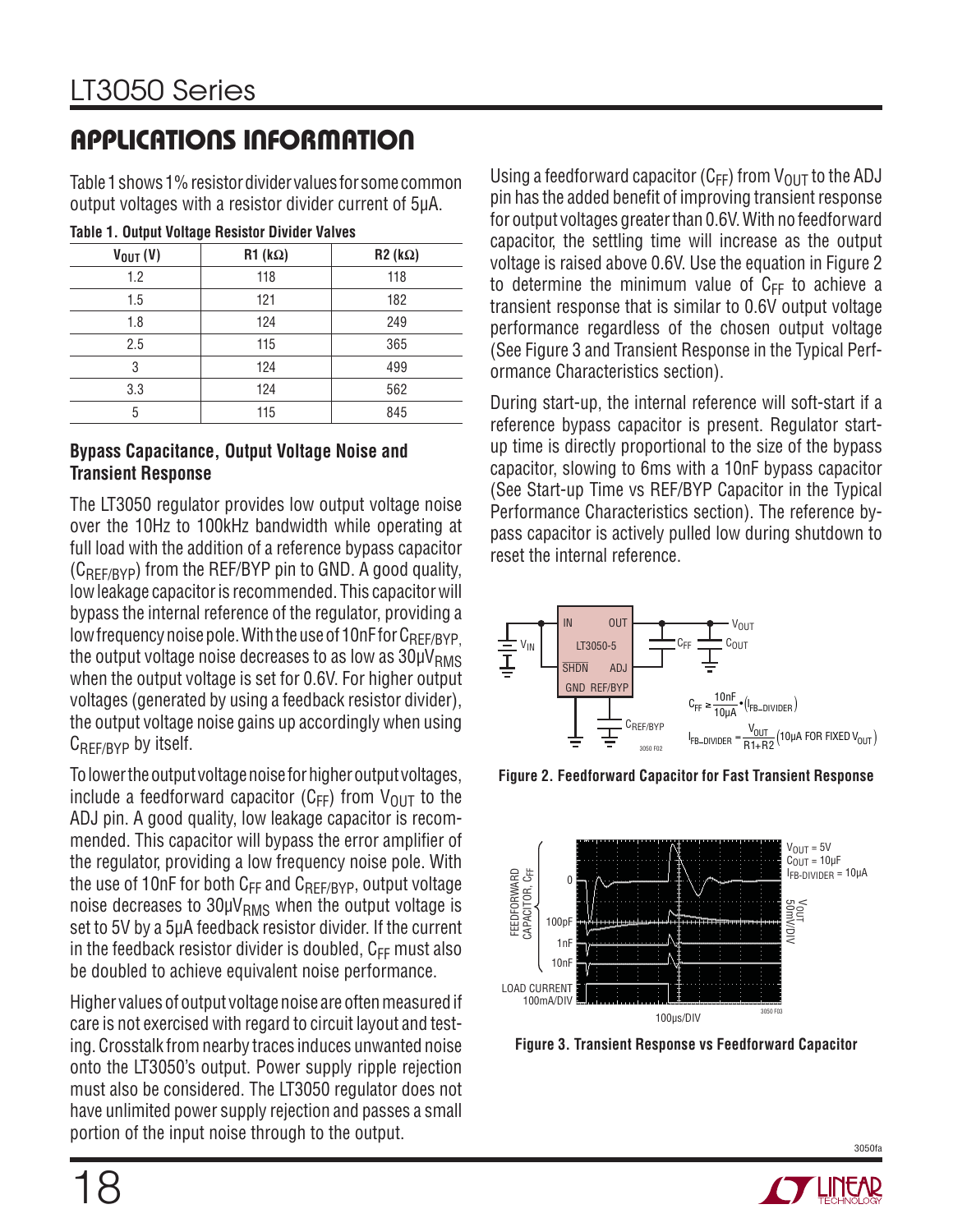# APPLICATIONS INFORMATION

Table 1 shows 1% resistor divider values for some common output voltages with a resistor divider current of 5µA.

**Table 1. Output Voltage Resistor Divider Valves**

| $V_{OUT}$ (V) | R1 (kΩ) | R2 (kΩ) |
|---|---|---|
| 1.2 | 118 | 118 |
| 1.5 | 121 | 182 |
| 1.8 | 124 | 249 |
| 2.5 | 115 | 365 |
| 3 | 124 | 499 |
| 3.3 | 124 | 562 |
| 5 | 115 | 845 |

### Bypass Capacitance, Output Voltage Noise and Transient Response

The LT3050 regulator provides low output voltage noise over the 10Hz to 100kHz bandwidth while operating at full load with the addition of a reference bypass capacitor ($C_{REF/BYP}$) from the REF/BYP pin to GND. A good quality, low leakage capacitor is recommended. This capacitor will bypass the internal reference of the regulator, providing a low frequency noise pole. With the use of 10nF for $C_{REF/BYP}$, the output voltage noise decreases to as low as $30µV_{RMS}$ when the output voltage is set for 0.6V. For higher output voltages (generated by using a feedback resistor divider), the output voltage noise gains up accordingly when using $C_{REF/BYP}$ by itself.

To lower the output voltage noise for higher output voltages, include a feedforward capacitor ($C_{FF}$) from $V_{OUT}$ to the ADJ pin. A good quality, low leakage capacitor is recommended. This capacitor will bypass the error amplifier of the regulator, providing a low frequency noise pole. With the use of 10nF for both $C_{FF}$ and $C_{REF/BYP}$, output voltage noise decreases to $30µV_{RMS}$ when the output voltage is set to 5V by a 5µA feedback resistor divider. If the current in the feedback resistor divider is doubled, $C_{FF}$ must also be doubled to achieve equivalent noise performance.

Higher values of output voltage noise are often measured if care is not exercised with regard to circuit layout and testing. Crosstalk from nearby traces induces unwanted noise onto the LT3050's output. Power supply ripple rejection must also be considered. The LT3050 regulator does not have unlimited power supply rejection and passes a small portion of the input noise through to the output.

Using a feedforward capacitor ($C_{FF}$) from $V_{OUT}$ to the ADJ pin has the added benefit of improving transient response for output voltages greater than 0.6V. With no feedforward capacitor, the settling time will increase as the output voltage is raised above 0.6V. Use the equation in Figure 2 to determine the minimum value of $C_{FF}$ to achieve a transient response that is similar to 0.6V output voltage performance regardless of the chosen output voltage (See Figure 3 and Transient Response in the Typical Performance Characteristics section).

During start-up, the internal reference will soft-start if a reference bypass capacitor is present. Regulator start-up time is directly proportional to the size of the bypass capacitor, slowing to 6ms with a 10nF bypass capacitor (See Start-up Time vs REF/BYP Capacitor in the Typical Performance Characteristics section). The reference bypass capacitor is actively pulled low during shutdown to reset the internal reference.

$$C_{FF} \geq \frac{10nF}{10µA} \cdot \left(I_{FB\_DIVIDER}\right)$$

$$I_{FB\_DIVIDER} = \frac{V_{OUT}}{R1+R2} \left(10µA \text{ FOR FIXED } V_{OUT}\right)$$

**Figure 2. Feedforward Capacitor for Fast Transient Response**

**Figure 3. Transient Response vs Feedforward Capacitor**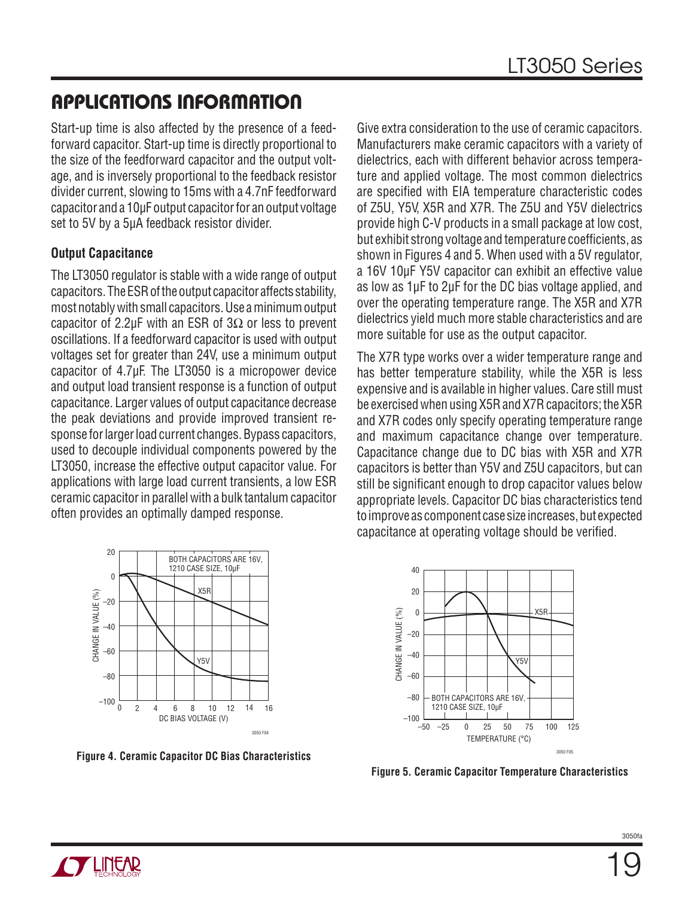## APPLICATIONS INFORMATION

Start-up time is also affected by the presence of a feedforward capacitor. Start-up time is directly proportional to the size of the feedforward capacitor and the output voltage, and is inversely proportional to the feedback resistor divider current, slowing to 15ms with a 4.7nF feedforward capacitor and a 10µF output capacitor for an output voltage set to 5V by a 5µA feedback resistor divider.

### Output Capacitance

The LT3050 regulator is stable with a wide range of output capacitors. The ESR of the output capacitor affects stability, most notably with small capacitors. Use a minimum output capacitor of 2.2µF with an ESR of 3Ω or less to prevent oscillations. If a feedforward capacitor is used with output voltages set for greater than 24V, use a minimum output capacitor of 4.7µF. The LT3050 is a micropower device and output load transient response is a function of output capacitance. Larger values of output capacitance decrease the peak deviations and provide improved transient response for larger load current changes. Bypass capacitors, used to decouple individual components powered by the LT3050, increase the effective output capacitor value. For applications with large load current transients, a low ESR ceramic capacitor in parallel with a bulk tantalum capacitor often provides an optimally damped response.

Give extra consideration to the use of ceramic capacitors. Manufacturers make ceramic capacitors with a variety of dielectrics, each with different behavior across temperature and applied voltage. The most common dielectrics are specified with EIA temperature characteristic codes of Z5U, Y5V, X5R and X7R. The Z5U and Y5V dielectrics provide high C-V products in a small package at low cost, but exhibit strong voltage and temperature coefficients, as shown in Figures 4 and 5. When used with a 5V regulator, a 16V 10µF Y5V capacitor can exhibit an effective value as low as 1µF to 2µF for the DC bias voltage applied, and over the operating temperature range. The X5R and X7R dielectrics yield much more stable characteristics and are more suitable for use as the output capacitor.

The X7R type works over a wider temperature range and has better temperature stability, while the X5R is less expensive and is available in higher values. Care still must be exercised when using X5R and X7R capacitors; the X5R and X7R codes only specify operating temperature range and maximum capacitance change over temperature. Capacitance change due to DC bias with X5R and X7R capacitors is better than Y5V and Z5U capacitors, but can still be significant enough to drop capacitor values below appropriate levels. Capacitor DC bias characteristics tend to improve as component case size increases, but expected capacitance at operating voltage should be verified.

**Figure 4. Ceramic Capacitor DC Bias Characteristics**

**Figure 5. Ceramic Capacitor Temperature Characteristics**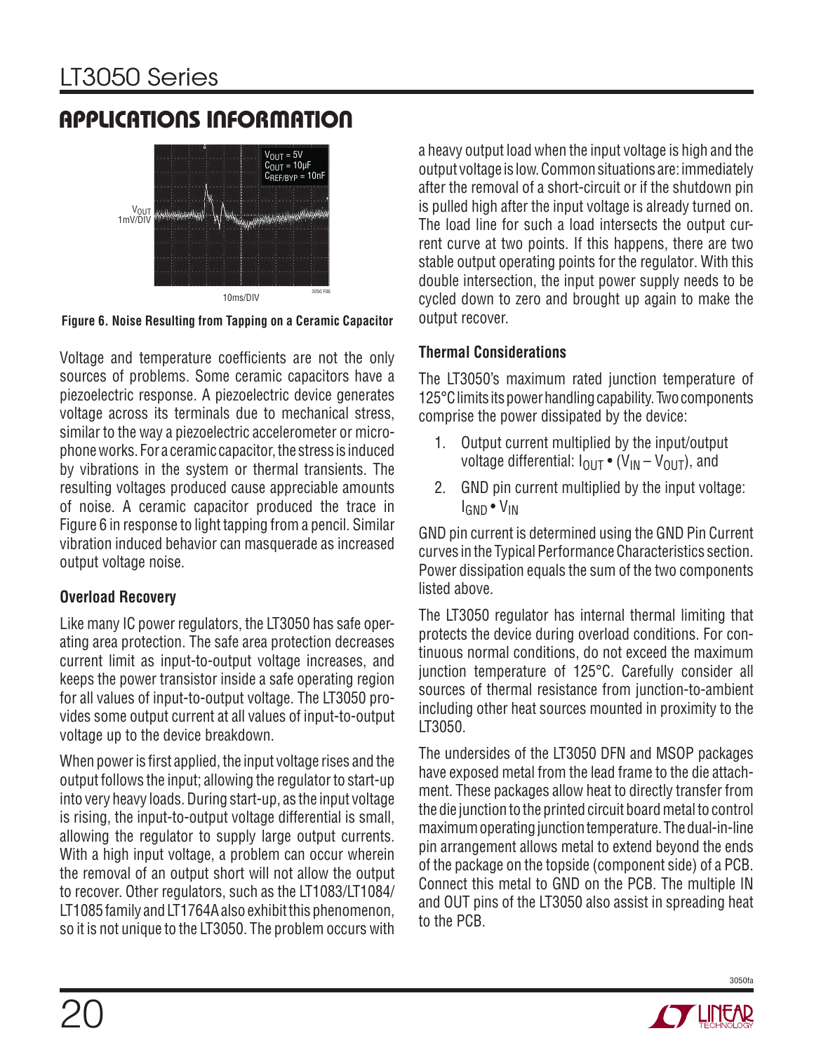## APPLICATIONS INFORMATION

Figure 6. Noise Resulting from Tapping on a Ceramic Capacitor

Voltage and temperature coefficients are not the only sources of problems. Some ceramic capacitors have a piezoelectric response. A piezoelectric device generates voltage across its terminals due to mechanical stress, similar to the way a piezoelectric accelerometer or microphone works. For a ceramic capacitor, the stress is induced by vibrations in the system or thermal transients. The resulting voltages produced cause appreciable amounts of noise. A ceramic capacitor produced the trace in Figure 6 in response to light tapping from a pencil. Similar vibration induced behavior can masquerade as increased output voltage noise.

### Overload Recovery

Like many IC power regulators, the LT3050 has safe operating area protection. The safe area protection decreases current limit as input-to-output voltage increases, and keeps the power transistor inside a safe operating region for all values of input-to-output voltage. The LT3050 provides some output current at all values of input-to-output voltage up to the device breakdown.

When power is first applied, the input voltage rises and the output follows the input; allowing the regulator to start-up into very heavy loads. During start-up, as the input voltage is rising, the input-to-output voltage differential is small, allowing the regulator to supply large output currents. With a high input voltage, a problem can occur wherein the removal of an output short will not allow the output to recover. Other regulators, such as the LT1083/LT1084/LT1085 family and LT1764A also exhibit this phenomenon, so it is not unique to the LT3050. The problem occurs with a heavy output load when the input voltage is high and the output voltage is low. Common situations are: immediately after the removal of a short-circuit or if the shutdown pin is pulled high after the input voltage is already turned on. The load line for such a load intersects the output current curve at two points. If this happens, there are two stable output operating points for the regulator. With this double intersection, the input power supply needs to be cycled down to zero and brought up again to make the output recover.

### Thermal Considerations

The LT3050's maximum rated junction temperature of 125°C limits its power handling capability. Two components comprise the power dissipated by the device:

1. Output current multiplied by the input/output voltage differential: $I_{OUT} \cdot (V_{IN} - V_{OUT})$, and
2. GND pin current multiplied by the input voltage: $I_{GND} \cdot V_{IN}$

GND pin current is determined using the GND Pin Current curves in the Typical Performance Characteristics section. Power dissipation equals the sum of the two components listed above.

The LT3050 regulator has internal thermal limiting that protects the device during overload conditions. For continuous normal conditions, do not exceed the maximum junction temperature of 125°C. Carefully consider all sources of thermal resistance from junction-to-ambient including other heat sources mounted in proximity to the LT3050.

The undersides of the LT3050 DFN and MSOP packages have exposed metal from the lead frame to the die attachment. These packages allow heat to directly transfer from the die junction to the printed circuit board metal to control maximum operating junction temperature. The dual-in-line pin arrangement allows metal to extend beyond the ends of the package on the topside (component side) of a PCB. Connect this metal to GND on the PCB. The multiple IN and OUT pins of the LT3050 also assist in spreading heat to the PCB.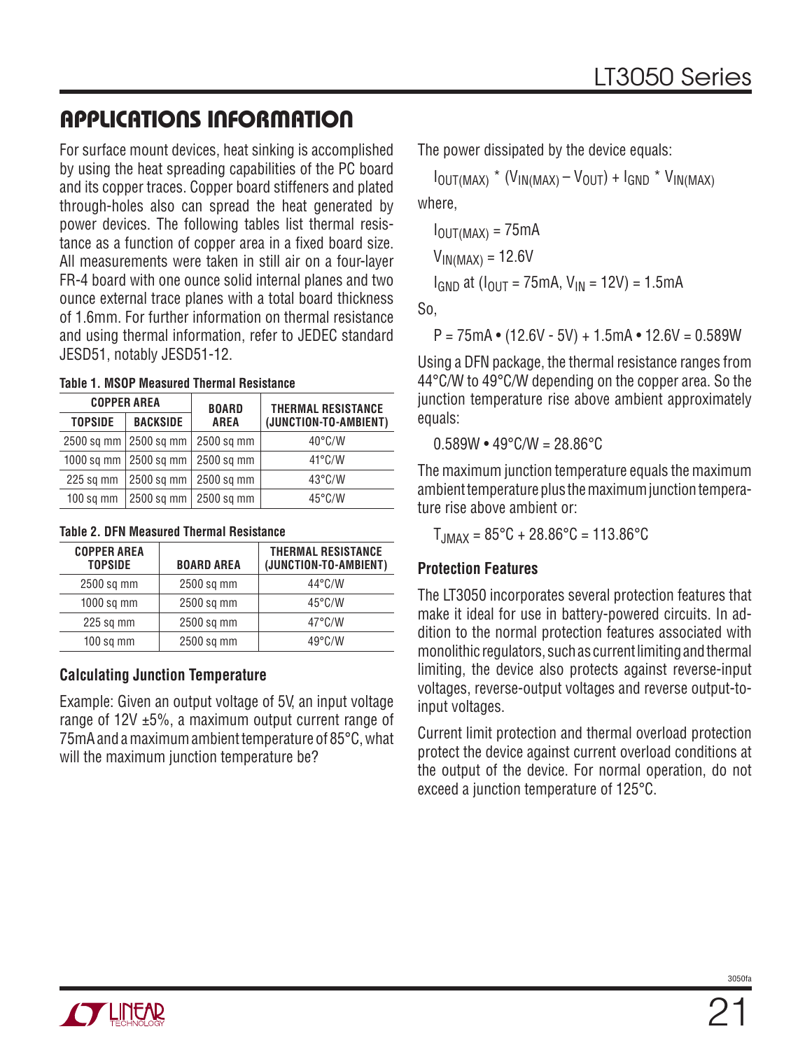## APPLICATIONS INFORMATION

For surface mount devices, heat sinking is accomplished by using the heat spreading capabilities of the PC board and its copper traces. Copper board stiffeners and plated through-holes also can spread the heat generated by power devices. The following tables list thermal resistance as a function of copper area in a fixed board size. All measurements were taken in still air on a four-layer FR-4 board with one ounce solid internal planes and two ounce external trace planes with a total board thickness of 1.6mm. For further information on thermal resistance and using thermal information, refer to JEDEC standard JESD51, notably JESD51-12.

**Table 1. MSOP Measured Thermal Resistance**

| COPPER AREA | | BOARD AREA | THERMAL RESISTANCE (JUNCTION-TO-AMBIENT) |
|---|---|---|---|
| TOPSIDE | BACKSIDE | | |
| 2500 sq mm | 2500 sq mm | 2500 sq mm | 40°C/W |
| 1000 sq mm | 2500 sq mm | 2500 sq mm | 41°C/W |
| 225 sq mm | 2500 sq mm | 2500 sq mm | 43°C/W |
| 100 sq mm | 2500 sq mm | 2500 sq mm | 45°C/W |

**Table 2. DFN Measured Thermal Resistance**

| COPPER AREA TOPSIDE | BOARD AREA | THERMAL RESISTANCE (JUNCTION-TO-AMBIENT) |
|---|---|---|
| 2500 sq mm | 2500 sq mm | 44°C/W |
| 1000 sq mm | 2500 sq mm | 45°C/W |
| 225 sq mm | 2500 sq mm | 47°C/W |
| 100 sq mm | 2500 sq mm | 49°C/W |

### Calculating Junction Temperature

Example: Given an output voltage of 5V, an input voltage range of 12V ±5%, a maximum output current range of 75mA and a maximum ambient temperature of 85°C, what will the maximum junction temperature be?

The power dissipated by the device equals:

$$I_{OUT(MAX)} * (V_{IN(MAX)} – V_{OUT}) + I_{GND} * V_{IN(MAX)}$$

where,

$I_{OUT(MAX)}$ = 75mA

$V_{IN(MAX)}$ = 12.6V

$I_{GND}$ at ($I_{OUT}$ = 75mA, $V_{IN}$ = 12V) = 1.5mA

So,

$$P = 75mA • (12.6V - 5V) + 1.5mA • 12.6V = 0.589W$$

Using a DFN package, the thermal resistance ranges from 44°C/W to 49°C/W depending on the copper area. So the junction temperature rise above ambient approximately equals:

$$0.589W • 49°C/W = 28.86°C$$

The maximum junction temperature equals the maximum ambient temperature plus the maximum junction temperature rise above ambient or:

$$T_{JMAX} = 85°C + 28.86°C = 113.86°C$$

### Protection Features

The LT3050 incorporates several protection features that make it ideal for use in battery-powered circuits. In addition to the normal protection features associated with monolithic regulators, such as current limiting and thermal limiting, the device also protects against reverse-input voltages, reverse-output voltages and reverse output-to-input voltages.

Current limit protection and thermal overload protection protect the device against current overload conditions at the output of the device. For normal operation, do not exceed a junction temperature of 125°C.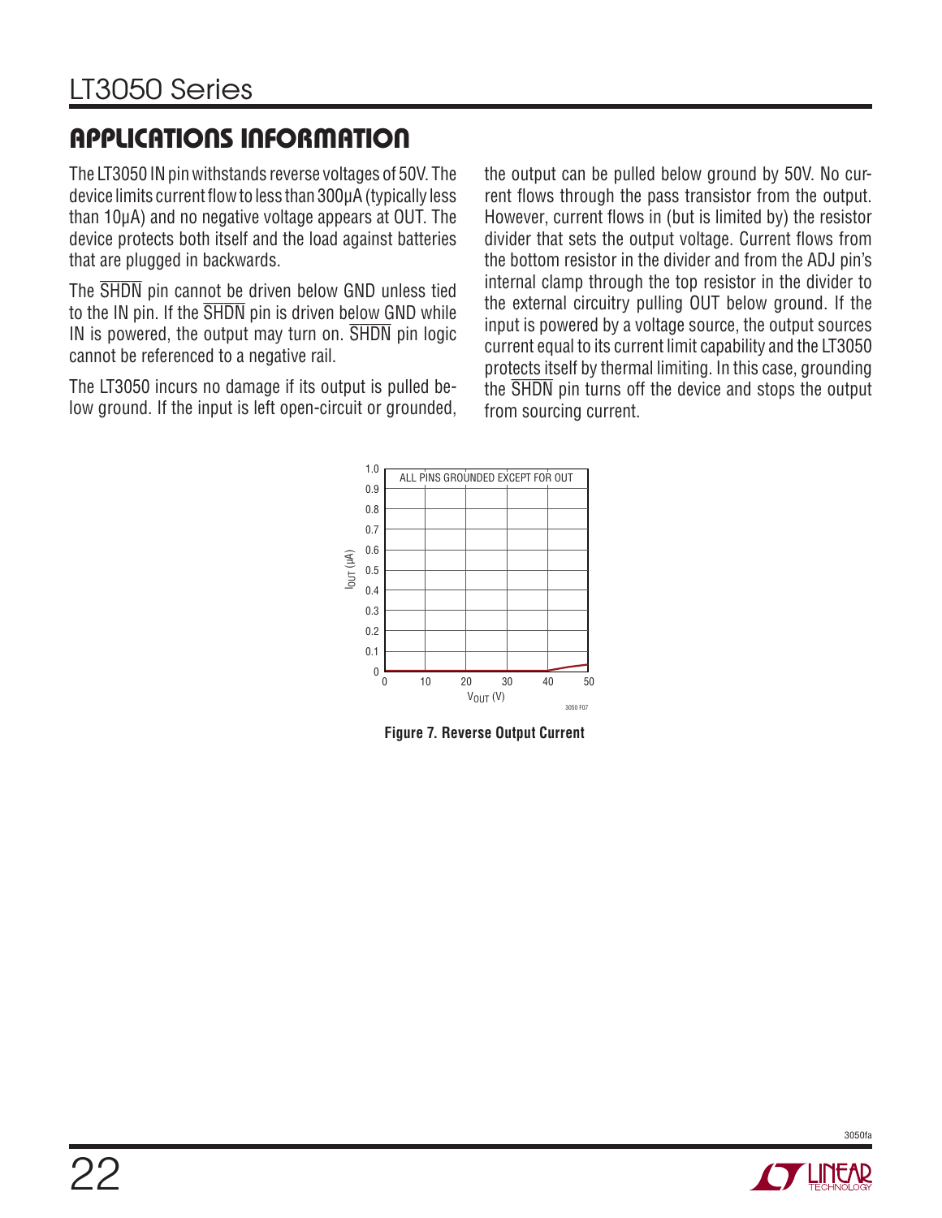## APPLICATIONS INFORMATION

The LT3050 IN pin withstands reverse voltages of 50V. The device limits current flow to less than 300µA (typically less than 10µA) and no negative voltage appears at OUT. The device protects both itself and the load against batteries that are plugged in backwards.

The $\overline{SHDN}$ pin cannot be driven below GND unless tied to the IN pin. If the $\overline{SHDN}$ pin is driven below GND while IN is powered, the output may turn on. $\overline{SHDN}$ pin logic cannot be referenced to a negative rail.

The LT3050 incurs no damage if its output is pulled below ground. If the input is left open-circuit or grounded, the output can be pulled below ground by 50V. No current flows through the pass transistor from the output. However, current flows in (but is limited by) the resistor divider that sets the output voltage. Current flows from the bottom resistor in the divider and from the ADJ pin's internal clamp through the top resistor in the divider to the external circuitry pulling OUT below ground. If the input is powered by a voltage source, the output sources current equal to its current limit capability and the LT3050 protects itself by thermal limiting. In this case, grounding the $\overline{SHDN}$ pin turns off the device and stops the output from sourcing current.

**Figure 7. Reverse Output Current**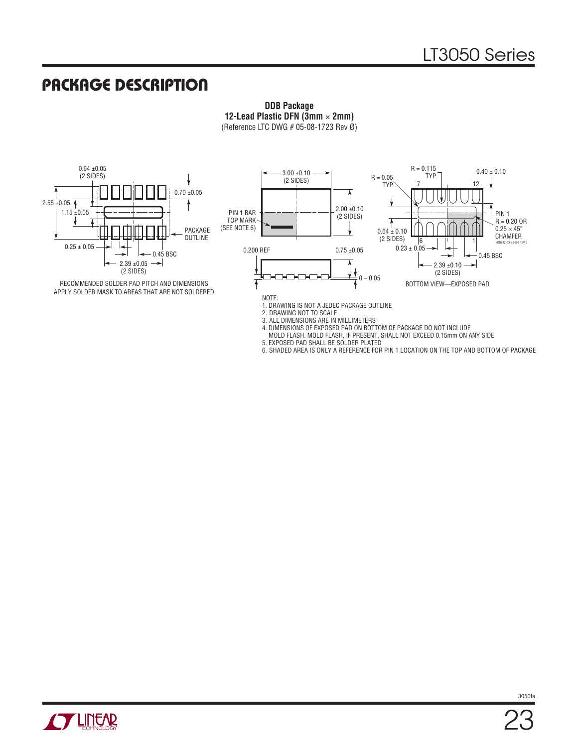## PACKAGE DESCRIPTION

**DDB Package**
**12-Lead Plastic DFN (3mm × 2mm)**
(Reference LTC DWG # 05-08-1723 Rev Ø)

0.64 ±0.05 (2 SIDES)

0.70 ±0.05

2.55 ±0.05

1.15 ±0.05

PACKAGE OUTLINE

0.25 ± 0.05

0.45 BSC

2.39 ±0.05 (2 SIDES)

RECOMMENDED SOLDER PAD PITCH AND DIMENSIONS
APPLY SOLDER MASK TO AREAS THAT ARE NOT SOLDERED

3.00 ±0.10 (2 SIDES)

2.00 ±0.10 (2 SIDES)

PIN 1 BAR TOP MARK (SEE NOTE 6)

0.200 REF

0.75 ±0.05

0 – 0.05

R = 0.05 TYP

R = 0.115 TYP

0.40 ± 0.10

7

12

PIN 1
R = 0.20 OR
0.25 × 45°
CHAMFER

0.64 ± 0.10 (2 SIDES)

6

1

0.23 ± 0.05

0.45 BSC

2.39 ±0.10 (2 SIDES)

BOTTOM VIEW—EXPOSED PAD

(DDB12) DFN 0106 REV Ø

NOTE:
1. DRAWING IS NOT A JEDEC PACKAGE OUTLINE
2. DRAWING NOT TO SCALE
3. ALL DIMENSIONS ARE IN MILLIMETERS
4. DIMENSIONS OF EXPOSED PAD ON BOTTOM OF PACKAGE DO NOT INCLUDE MOLD FLASH. MOLD FLASH, IF PRESENT, SHALL NOT EXCEED 0.15mm ON ANY SIDE
5. EXPOSED PAD SHALL BE SOLDER PLATED
6. SHADED AREA IS ONLY A REFERENCE FOR PIN 1 LOCATION ON THE TOP AND BOTTOM OF PACKAGE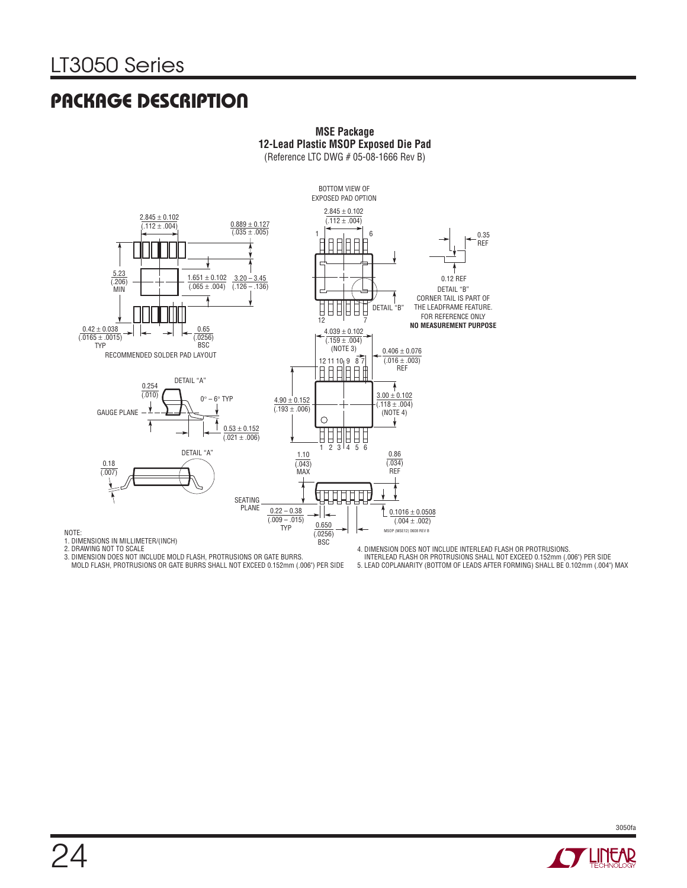## PACKAGE DESCRIPTION

**MSE Package**
**12-Lead Plastic MSOP Exposed Die Pad**
(Reference LTC DWG # 05-08-1666 Rev B)

BOTTOM VIEW OF EXPOSED PAD OPTION

2.845 ± 0.102 (.112 ± .004)

0.889 ± 0.127 (.035 ± .005)

5.23 (.206) MIN

1.651 ± 0.102 (.065 ± .004)

3.20 – 3.45 (.126 – .136)

0.42 ± 0.038 (.0165 ± .0015) TYP

0.65 (.0256) BSC

RECOMMENDED SOLDER PAD LAYOUT

0.35 REF

0.12 REF

DETAIL "B"
CORNER TAIL IS PART OF THE LEADFRAME FEATURE.
FOR REFERENCE ONLY
**NO MEASUREMENT PURPOSE**

DETAIL "B"

4.039 ± 0.102 (.159 ± .004) (NOTE 3)

0.406 ± 0.076 (.016 ± .003) REF

DETAIL "A"

0.254 (.010)

0° – 6° TYP

GAUGE PLANE

0.53 ± 0.152 (.021 ± .006)

4.90 ± 0.152 (.193 ± .006)

3.00 ± 0.102 (.118 ± .004) (NOTE 4)

DETAIL "A"

0.18 (.007)

1.10 (.043) MAX

0.86 (.034) REF

SEATING PLANE

0.22 – 0.38 (.009 – .015) TYP

0.650 (.0256) BSC

0.1016 ± 0.0508 (.004 ± .002)

MSOP (MSE12) 0608 REV B

NOTE:
1. DIMENSIONS IN MILLIMETER/(INCH)
2. DRAWING NOT TO SCALE
3. DIMENSION DOES NOT INCLUDE MOLD FLASH, PROTRUSIONS OR GATE BURRS. MOLD FLASH, PROTRUSIONS OR GATE BURRS SHALL NOT EXCEED 0.152mm (.006") PER SIDE
4. DIMENSION DOES NOT INCLUDE INTERLEAD FLASH OR PROTRUSIONS. INTERLEAD FLASH OR PROTRUSIONS SHALL NOT EXCEED 0.152mm (.006") PER SIDE
5. LEAD COPLANARITY (BOTTOM OF LEADS AFTER FORMING) SHALL BE 0.102mm (.004") MAX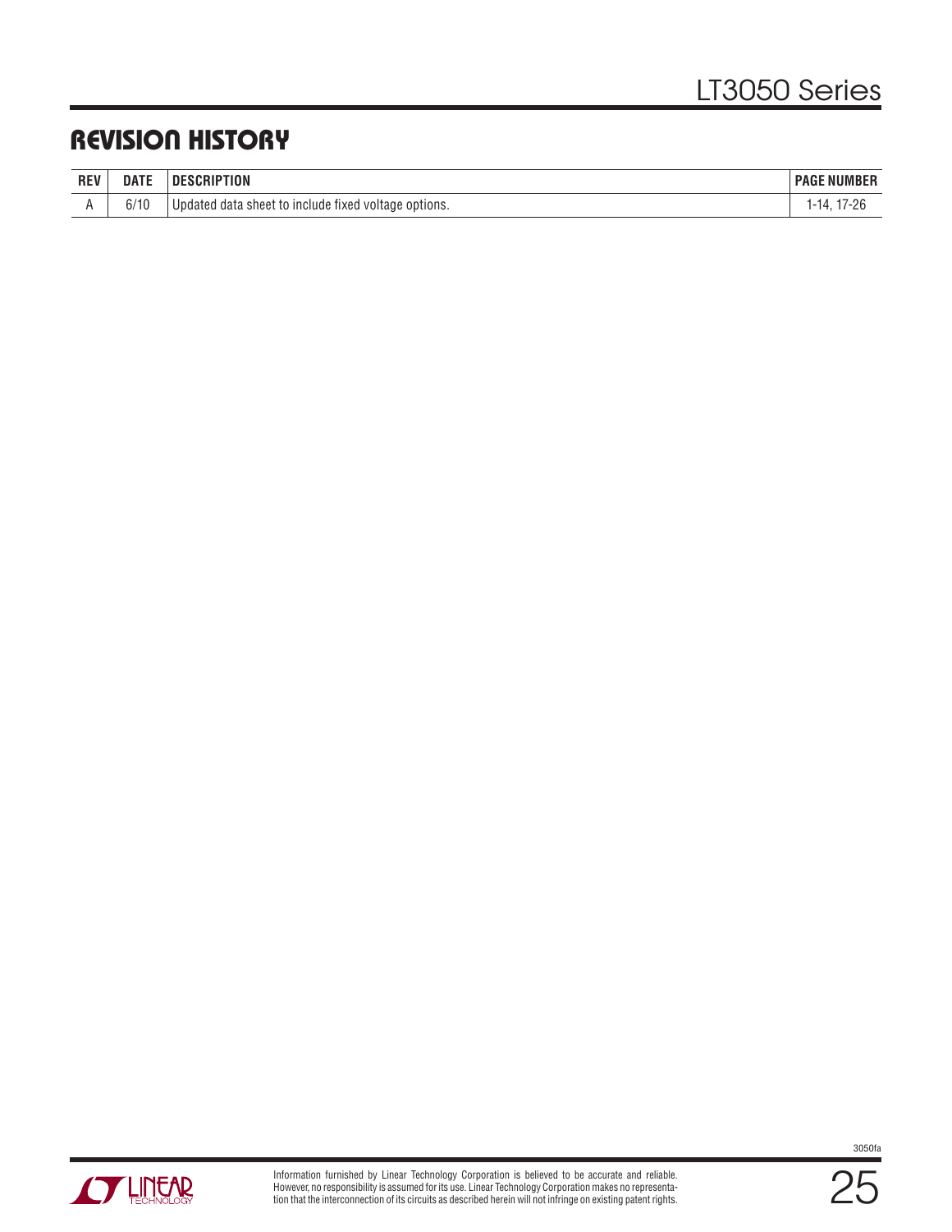## REVISION HISTORY

| REV | DATE | DESCRIPTION | PAGE NUMBER |
|---|---|---|---|
| A | 6/10 | Updated data sheet to include fixed voltage options. | 1-14, 17-26 |

Information furnished by Linear Technology Corporation is believed to be accurate and reliable. However, no responsibility is assumed for its use. Linear Technology Corporation makes no representation that the interconnection of its circuits as described herein will not infringe on existing patent rights.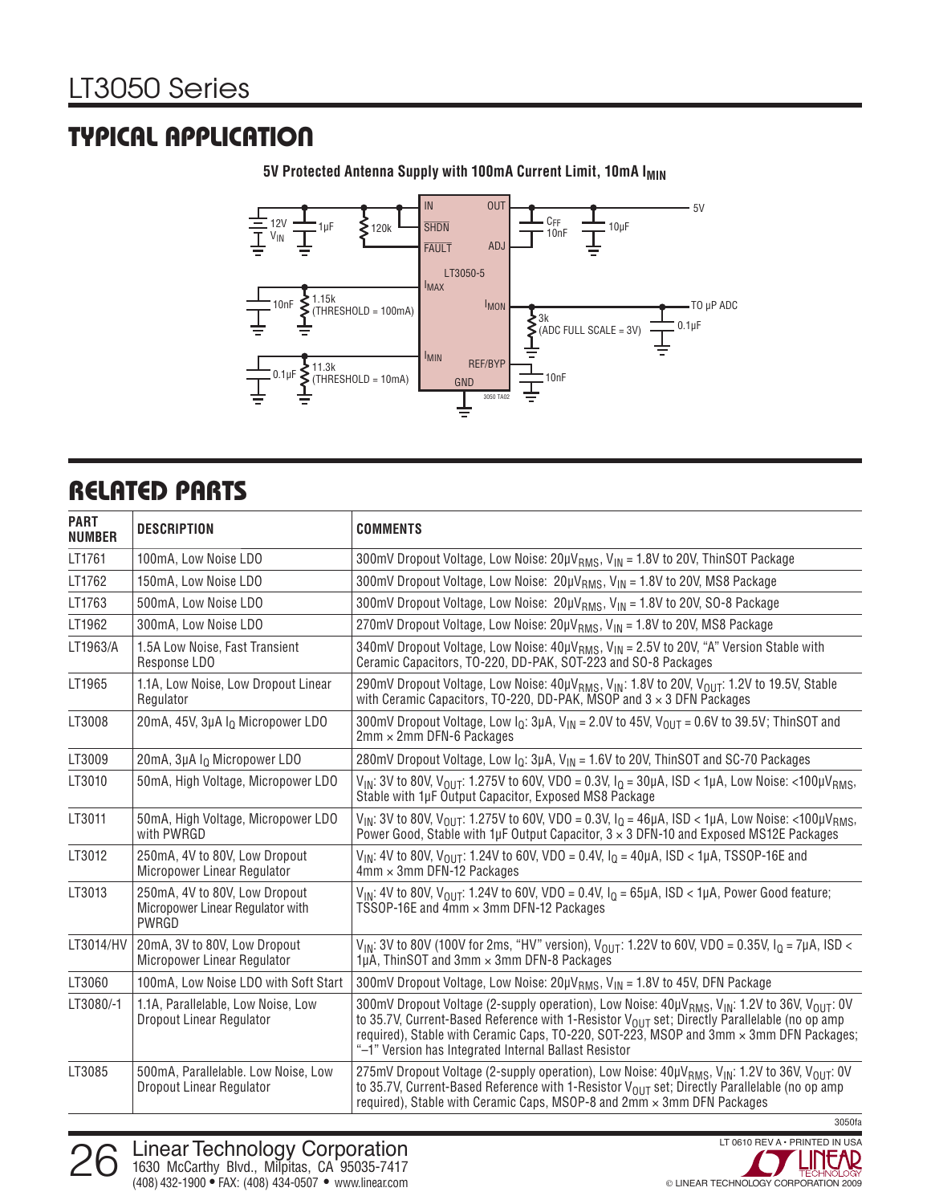## TYPICAL APPLICATION

**5V Protected Antenna Supply with 100mA Current Limit, 10mA $I_{MIN}$**

## RELATED PARTS

| PART NUMBER | DESCRIPTION | COMMENTS |
|---|---|---|
| LT1761 | 100mA, Low Noise LDO | 300mV Dropout Voltage, Low Noise: $20\mu V_{RMS}$, $V_{IN}$ = 1.8V to 20V, ThinSOT Package |
| LT1762 | 150mA, Low Noise LDO | 300mV Dropout Voltage, Low Noise: $20\mu V_{RMS}$, $V_{IN}$ = 1.8V to 20V, MS8 Package |
| LT1763 | 500mA, Low Noise LDO | 300mV Dropout Voltage, Low Noise: $20\mu V_{RMS}$, $V_{IN}$ = 1.8V to 20V, SO-8 Package |
| LT1962 | 300mA, Low Noise LDO | 270mV Dropout Voltage, Low Noise: $20\mu V_{RMS}$, $V_{IN}$ = 1.8V to 20V, MS8 Package |
| LT1963/A | 1.5A Low Noise, Fast Transient Response LDO | 340mV Dropout Voltage, Low Noise: $40\mu V_{RMS}$, $V_{IN}$ = 2.5V to 20V, "A" Version Stable with Ceramic Capacitors, TO-220, DD-PAK, SOT-223 and SO-8 Packages |
| LT1965 | 1.1A, Low Noise, Low Dropout Linear Regulator | 290mV Dropout Voltage, Low Noise: $40\mu V_{RMS}$, $V_{IN}$: 1.8V to 20V, $V_{OUT}$: 1.2V to 19.5V, Stable with Ceramic Capacitors, TO-220, DD-PAK, MSOP and 3 × 3 DFN Packages |
| LT3008 | 20mA, 45V, 3μA $I_Q$ Micropower LDO | 300mV Dropout Voltage, Low $I_Q$: 3μA, $V_{IN}$ = 2.0V to 45V, $V_{OUT}$ = 0.6V to 39.5V; ThinSOT and 2mm × 2mm DFN-6 Packages |
| LT3009 | 20mA, 3μA $I_Q$ Micropower LDO | 280mV Dropout Voltage, Low $I_Q$: 3μA, $V_{IN}$ = 1.6V to 20V, ThinSOT and SC-70 Packages |
| LT3010 | 50mA, High Voltage, Micropower LDO | $V_{IN}$: 3V to 80V, $V_{OUT}$: 1.275V to 60V, VDO = 0.3V, $I_Q$ = 30μA, ISD < 1μA, Low Noise: <$100\mu V_{RMS}$, Stable with 1μF Output Capacitor, Exposed MS8 Package |
| LT3011 | 50mA, High Voltage, Micropower LDO with PWRGD | $V_{IN}$: 3V to 80V, $V_{OUT}$: 1.275V to 60V, VDO = 0.3V, $I_Q$ = 46μA, ISD < 1μA, Low Noise: <$100\mu V_{RMS}$, Power Good, Stable with 1μF Output Capacitor, 3 × 3 DFN-10 and Exposed MS12E Packages |
| LT3012 | 250mA, 4V to 80V, Low Dropout Micropower Linear Regulator | $V_{IN}$: 4V to 80V, $V_{OUT}$: 1.24V to 60V, VDO = 0.4V, $I_Q$ = 40μA, ISD < 1μA, TSSOP-16E and 4mm × 3mm DFN-12 Packages |
| LT3013 | 250mA, 4V to 80V, Low Dropout Micropower Linear Regulator with PWRGD | $V_{IN}$: 4V to 80V, $V_{OUT}$: 1.24V to 60V, VDO = 0.4V, $I_Q$ = 65μA, ISD < 1μA, Power Good feature; TSSOP-16E and 4mm × 3mm DFN-12 Packages |
| LT3014/HV | 20mA, 3V to 80V, Low Dropout Micropower Linear Regulator | $V_{IN}$: 3V to 80V (100V for 2ms, "HV" version), $V_{OUT}$: 1.22V to 60V, VDO = 0.35V, $I_Q$ = 7μA, ISD < 1μA, ThinSOT and 3mm × 3mm DFN-8 Packages |
| LT3060 | 100mA, Low Noise LDO with Soft Start | 300mV Dropout Voltage, Low Noise: $20\mu V_{RMS}$, $V_{IN}$ = 1.8V to 45V, DFN Package |
| LT3080/-1 | 1.1A, Parallelable, Low Noise, Low Dropout Linear Regulator | 300mV Dropout Voltage (2-supply operation), Low Noise: $40\mu V_{RMS}$, $V_{IN}$: 1.2V to 36V, $V_{OUT}$: 0V to 35.7V, Current-Based Reference with 1-Resistor $V_{OUT}$ set; Directly Parallelable (no op amp required), Stable with Ceramic Caps, TO-220, SOT-223, MSOP and 3mm × 3mm DFN Packages; "–1" Version has Integrated Internal Ballast Resistor |
| LT3085 | 500mA, Parallelable. Low Noise, Low Dropout Linear Regulator | 275mV Dropout Voltage (2-supply operation), Low Noise: $40\mu V_{RMS}$, $V_{IN}$: 1.2V to 36V, $V_{OUT}$: 0V to 35.7V, Current-Based Reference with 1-Resistor $V_{OUT}$ set; Directly Parallelable (no op amp required), Stable with Ceramic Caps, MSOP-8 and 2mm × 3mm DFN Packages |

**Linear Technology Corporation**
1630 McCarthy Blvd., Milpitas, CA 95035-7417
(408) 432-1900 • FAX: (408) 434-0507 • www.linear.com

LT 0610 REV A • PRINTED IN USA
© LINEAR TECHNOLOGY CORPORATION 2009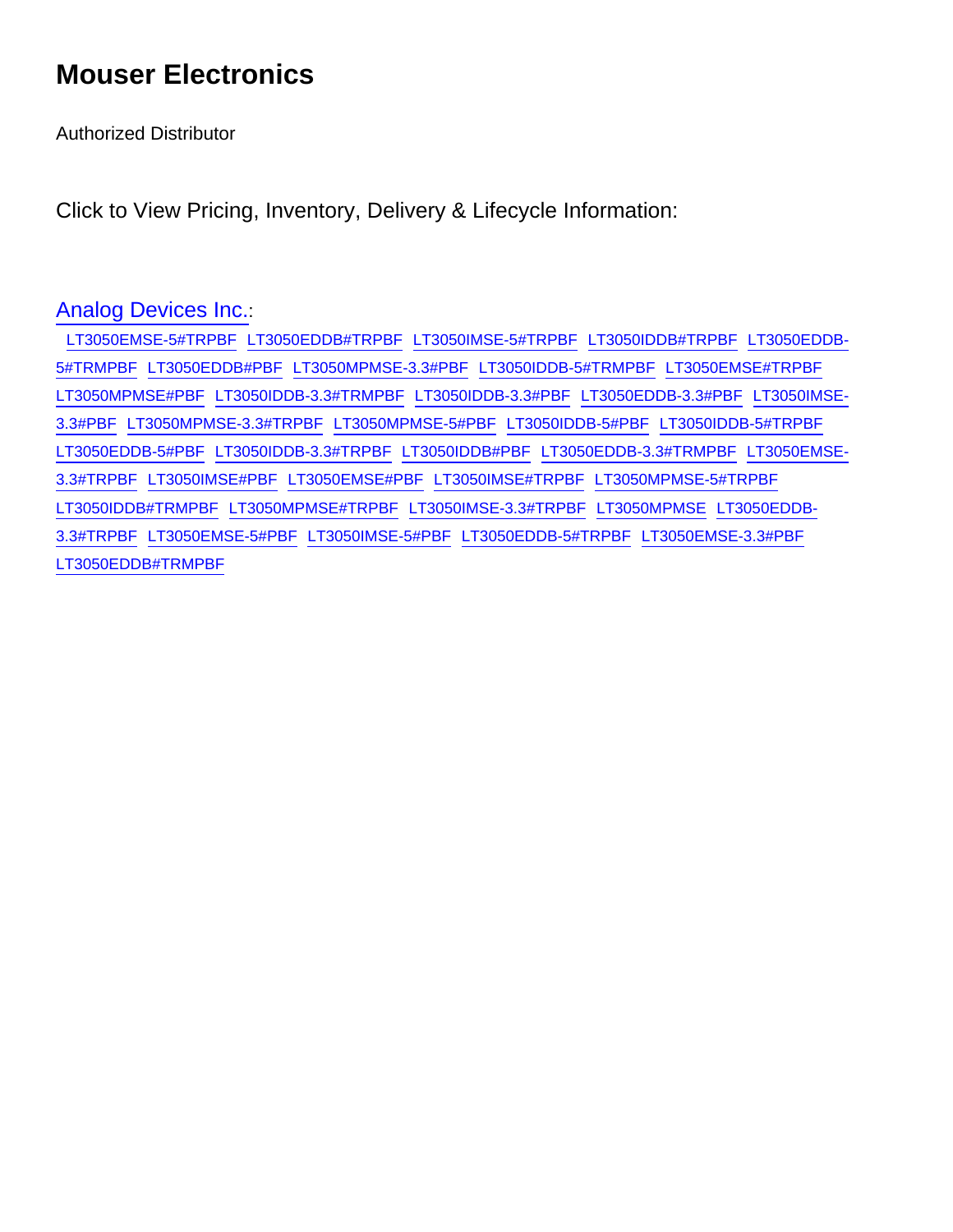# Mouser Electronics

Authorized Distributor

Click to View Pricing, Inventory, Delivery & Lifecycle Information:

Analog Devices Inc.:

LT3050EMSE-5#TRPBF LT3050EDDB#TRPBF LT3050IMSE-5#TRPBF LT3050IDDB#TRPBF LT3050EDDB-5#TRMPBF LT3050EDDB#PBF LT3050MPMSE-3.3#PBF LT3050IDDB-5#TRMPBF LT3050EMSE#TRPBF LT3050MPMSE#PBF LT3050IDDB-3.3#TRMPBF LT3050IDDB-3.3#PBF LT3050EDDB-3.3#PBF LT3050IMSE-3.3#PBF LT3050MPMSE-3.3#TRPBF LT3050MPMSE-5#PBF LT3050IDDB-5#PBF LT3050IDDB-5#TRPBF LT3050EDDB-5#PBF LT3050IDDB-3.3#TRPBF LT3050IDDB#PBF LT3050EDDB-3.3#TRMPBF LT3050EMSE-3.3#TRPBF LT3050IMSE#PBF LT3050EMSE#PBF LT3050IMSE#TRPBF LT3050MPMSE-5#TRPBF LT3050IDDB#TRMPBF LT3050MPMSE#TRPBF LT3050IMSE-3.3#TRPBF LT3050MPMSE LT3050EDDB-3.3#TRPBF LT3050EMSE-5#PBF LT3050IMSE-5#PBF LT3050EDDB-5#TRPBF LT3050EMSE-3.3#PBF LT3050EDDB#TRMPBF